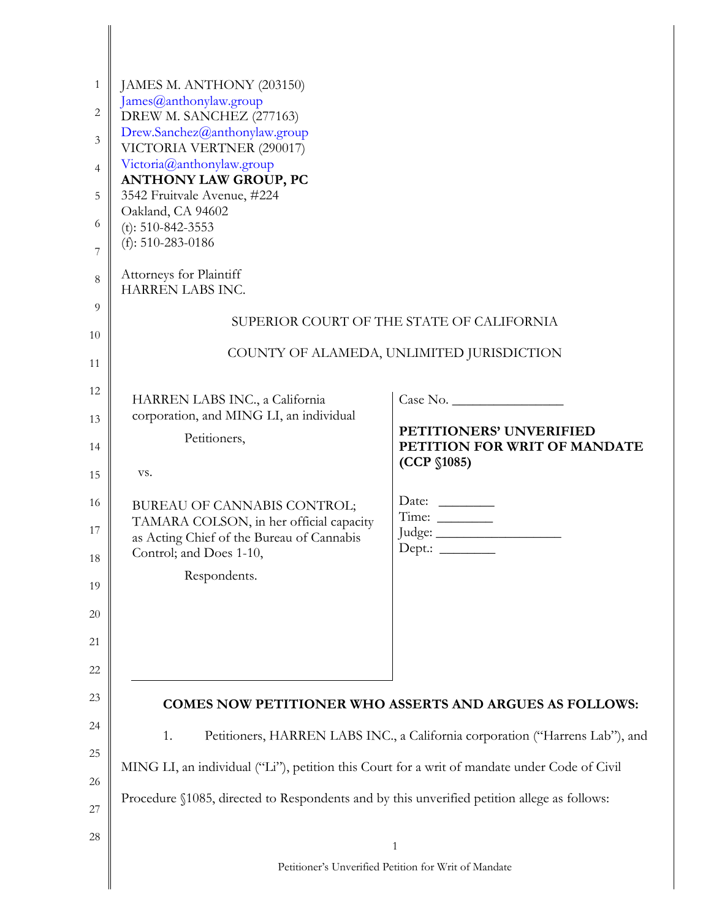JAMES M. ANTHONY (203150)
James@anthonylaw.group
DREW M. SANCHEZ (277163)
Drew.Sanchez@anthonylaw.group
VICTORIA VERTNER (290017)
Victoria@anthonylaw.group
**ANTHONY LAW GROUP, PC**
3542 Fruitvale Avenue, #224
Oakland, CA 94602
(t): 510-842-3553
(f): 510-283-0186

Attorneys for Plaintiff
HARREN LABS INC.

SUPERIOR COURT OF THE STATE OF CALIFORNIA

COUNTY OF ALAMEDA, UNLIMITED JURISDICTION

| | |
|---|---|
| HARREN LABS INC., a California corporation, and MING LI, an individual<br><br>Petitioners,<br><br>vs.<br><br>BUREAU OF CANNABIS CONTROL; TAMARA COLSON, in her official capacity as Acting Chief of the Bureau of Cannabis Control; and Does 1-10,<br><br>Respondents. | Case No. ________________<br><br>**PETITIONERS' UNVERIFIED PETITION FOR WRIT OF MANDATE (CCP §1085)**<br><br>Date: ________<br>Time: ________<br>Judge: __________________<br>Dept.: ________ |

**COMES NOW PETITIONER WHO ASSERTS AND ARGUES AS FOLLOWS:**

1. Petitioners, HARREN LABS INC., a California corporation ("Harrens Lab"), and MING LI, an individual ("Li"), petition this Court for a writ of mandate under Code of Civil Procedure §1085, directed to Respondents and by this unverified petition allege as follows: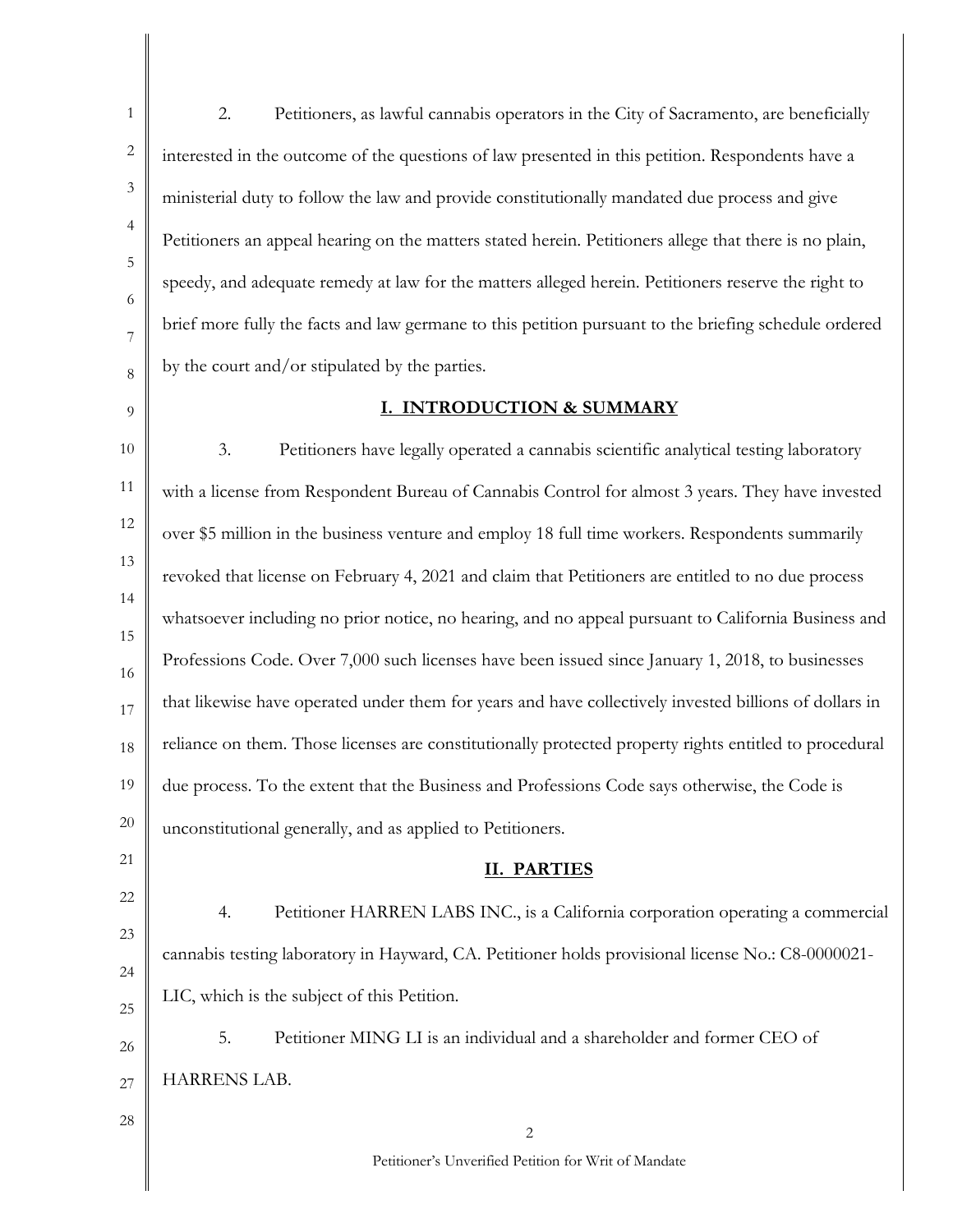2. Petitioners, as lawful cannabis operators in the City of Sacramento, are beneficially interested in the outcome of the questions of law presented in this petition. Respondents have a ministerial duty to follow the law and provide constitutionally mandated due process and give Petitioners an appeal hearing on the matters stated herein. Petitioners allege that there is no plain, speedy, and adequate remedy at law for the matters alleged herein. Petitioners reserve the right to brief more fully the facts and law germane to this petition pursuant to the briefing schedule ordered by the court and/or stipulated by the parties.

## I. INTRODUCTION & SUMMARY

3. Petitioners have legally operated a cannabis scientific analytical testing laboratory with a license from Respondent Bureau of Cannabis Control for almost 3 years. They have invested over $5 million in the business venture and employ 18 full time workers. Respondents summarily revoked that license on February 4, 2021 and claim that Petitioners are entitled to no due process whatsoever including no prior notice, no hearing, and no appeal pursuant to California Business and Professions Code. Over 7,000 such licenses have been issued since January 1, 2018, to businesses that likewise have operated under them for years and have collectively invested billions of dollars in reliance on them. Those licenses are constitutionally protected property rights entitled to procedural due process. To the extent that the Business and Professions Code says otherwise, the Code is unconstitutional generally, and as applied to Petitioners.

## II. PARTIES

4. Petitioner HARREN LABS INC., is a California corporation operating a commercial cannabis testing laboratory in Hayward, CA. Petitioner holds provisional license No.: C8-0000021-LIC, which is the subject of this Petition.

5. Petitioner MING LI is an individual and a shareholder and former CEO of HARRENS LAB.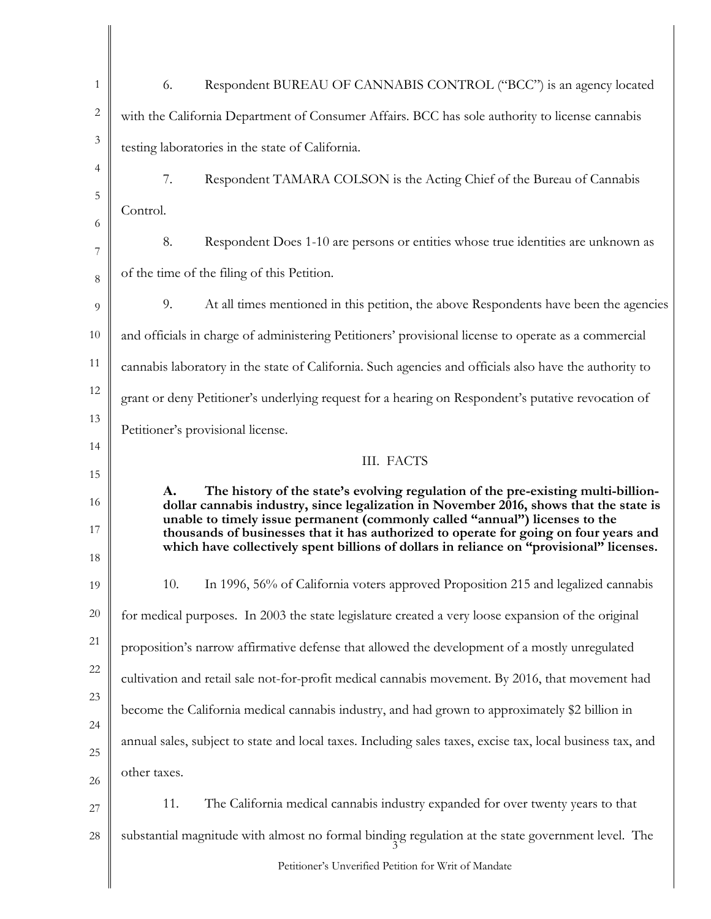6. Respondent BUREAU OF CANNABIS CONTROL ("BCC") is an agency located with the California Department of Consumer Affairs. BCC has sole authority to license cannabis testing laboratories in the state of California.

7. Respondent TAMARA COLSON is the Acting Chief of the Bureau of Cannabis Control.

8. Respondent Does 1-10 are persons or entities whose true identities are unknown as of the time of the filing of this Petition.

9. At all times mentioned in this petition, the above Respondents have been the agencies and officials in charge of administering Petitioners' provisional license to operate as a commercial cannabis laboratory in the state of California. Such agencies and officials also have the authority to grant or deny Petitioner's underlying request for a hearing on Respondent's putative revocation of Petitioner's provisional license.

## III. FACTS

**A. The history of the state's evolving regulation of the pre-existing multi-billion-dollar cannabis industry, since legalization in November 2016, shows that the state is unable to timely issue permanent (commonly called "annual") licenses to the thousands of businesses that it has authorized to operate for going on four years and which have collectively spent billions of dollars in reliance on "provisional" licenses.**

10. In 1996, 56% of California voters approved Proposition 215 and legalized cannabis for medical purposes. In 2003 the state legislature created a very loose expansion of the original proposition's narrow affirmative defense that allowed the development of a mostly unregulated cultivation and retail sale not-for-profit medical cannabis movement. By 2016, that movement had become the California medical cannabis industry, and had grown to approximately $2 billion in annual sales, subject to state and local taxes. Including sales taxes, excise tax, local business tax, and other taxes.

11. The California medical cannabis industry expanded for over twenty years to that substantial magnitude with almost no formal binding regulation at the state government level. The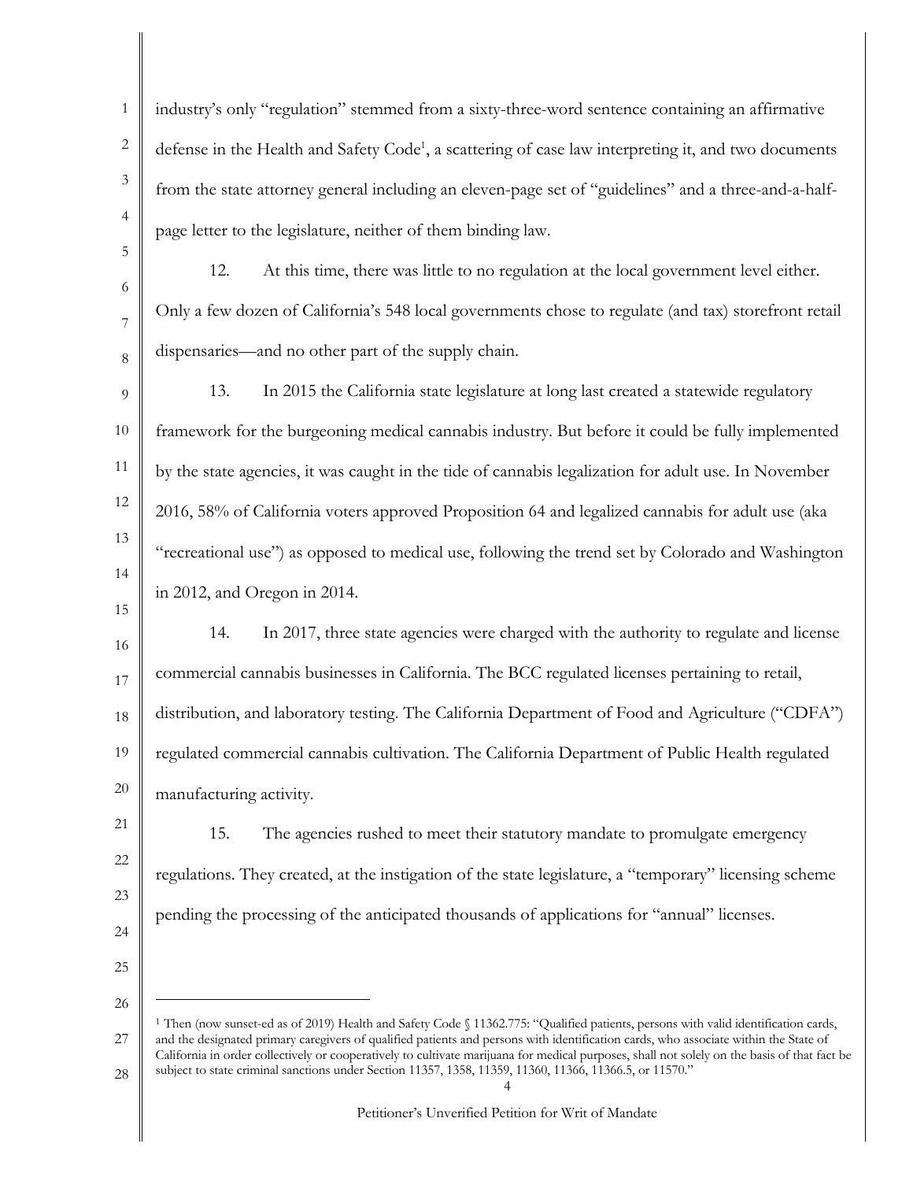industry's only "regulation" stemmed from a sixty-three-word sentence containing an affirmative defense in the Health and Safety Code[1], a scattering of case law interpreting it, and two documents from the state attorney general including an eleven-page set of "guidelines" and a three-and-a-half-page letter to the legislature, neither of them binding law.

12. At this time, there was little to no regulation at the local government level either. Only a few dozen of California's 548 local governments chose to regulate (and tax) storefront retail dispensaries—and no other part of the supply chain.

13. In 2015 the California state legislature at long last created a statewide regulatory framework for the burgeoning medical cannabis industry. But before it could be fully implemented by the state agencies, it was caught in the tide of cannabis legalization for adult use. In November 2016, 58% of California voters approved Proposition 64 and legalized cannabis for adult use (aka "recreational use") as opposed to medical use, following the trend set by Colorado and Washington in 2012, and Oregon in 2014.

14. In 2017, three state agencies were charged with the authority to regulate and license commercial cannabis businesses in California. The BCC regulated licenses pertaining to retail, distribution, and laboratory testing. The California Department of Food and Agriculture ("CDFA") regulated commercial cannabis cultivation. The California Department of Public Health regulated manufacturing activity.

15. The agencies rushed to meet their statutory mandate to promulgate emergency regulations. They created, at the instigation of the state legislature, a "temporary" licensing scheme pending the processing of the anticipated thousands of applications for "annual" licenses.

---

[1] Then (now sunset-ed as of 2019) Health and Safety Code § 11362.775: "Qualified patients, persons with valid identification cards, and the designated primary caregivers of qualified patients and persons with identification cards, who associate within the State of California in order collectively or cooperatively to cultivate marijuana for medical purposes, shall not solely on the basis of that fact be subject to state criminal sanctions under Section 11357, 1358, 11359, 11360, 11366, 11366.5, or 11570."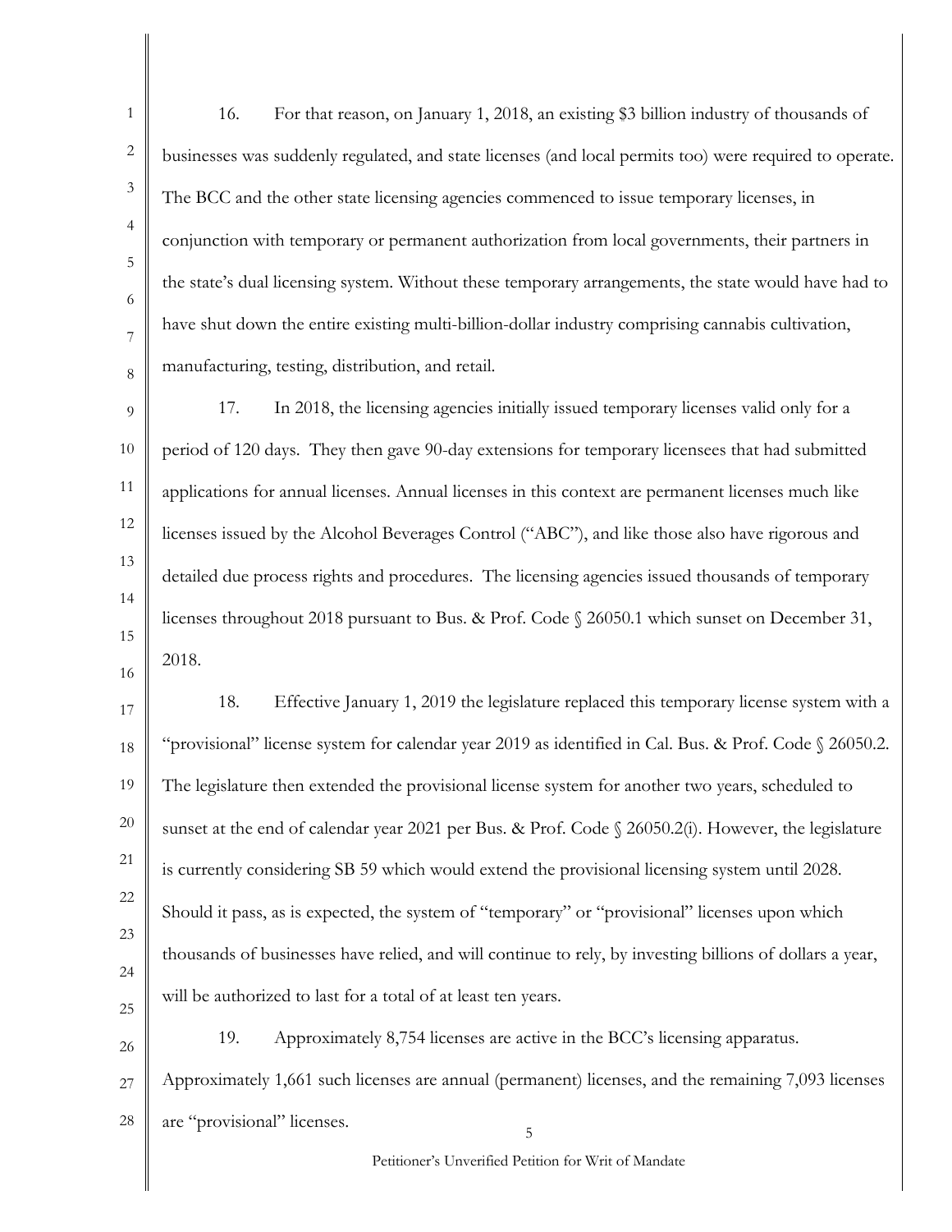16. For that reason, on January 1, 2018, an existing $3 billion industry of thousands of businesses was suddenly regulated, and state licenses (and local permits too) were required to operate. The BCC and the other state licensing agencies commenced to issue temporary licenses, in conjunction with temporary or permanent authorization from local governments, their partners in the state's dual licensing system. Without these temporary arrangements, the state would have had to have shut down the entire existing multi-billion-dollar industry comprising cannabis cultivation, manufacturing, testing, distribution, and retail.

17. In 2018, the licensing agencies initially issued temporary licenses valid only for a period of 120 days. They then gave 90-day extensions for temporary licensees that had submitted applications for annual licenses. Annual licenses in this context are permanent licenses much like licenses issued by the Alcohol Beverages Control ("ABC"), and like those also have rigorous and detailed due process rights and procedures. The licensing agencies issued thousands of temporary licenses throughout 2018 pursuant to Bus. & Prof. Code § 26050.1 which sunset on December 31, 2018.

18. Effective January 1, 2019 the legislature replaced this temporary license system with a "provisional" license system for calendar year 2019 as identified in Cal. Bus. & Prof. Code § 26050.2. The legislature then extended the provisional license system for another two years, scheduled to sunset at the end of calendar year 2021 per Bus. & Prof. Code § 26050.2(i). However, the legislature is currently considering SB 59 which would extend the provisional licensing system until 2028. Should it pass, as is expected, the system of "temporary" or "provisional" licenses upon which thousands of businesses have relied, and will continue to rely, by investing billions of dollars a year, will be authorized to last for a total of at least ten years.

19. Approximately 8,754 licenses are active in the BCC's licensing apparatus. Approximately 1,661 such licenses are annual (permanent) licenses, and the remaining 7,093 licenses are "provisional" licenses.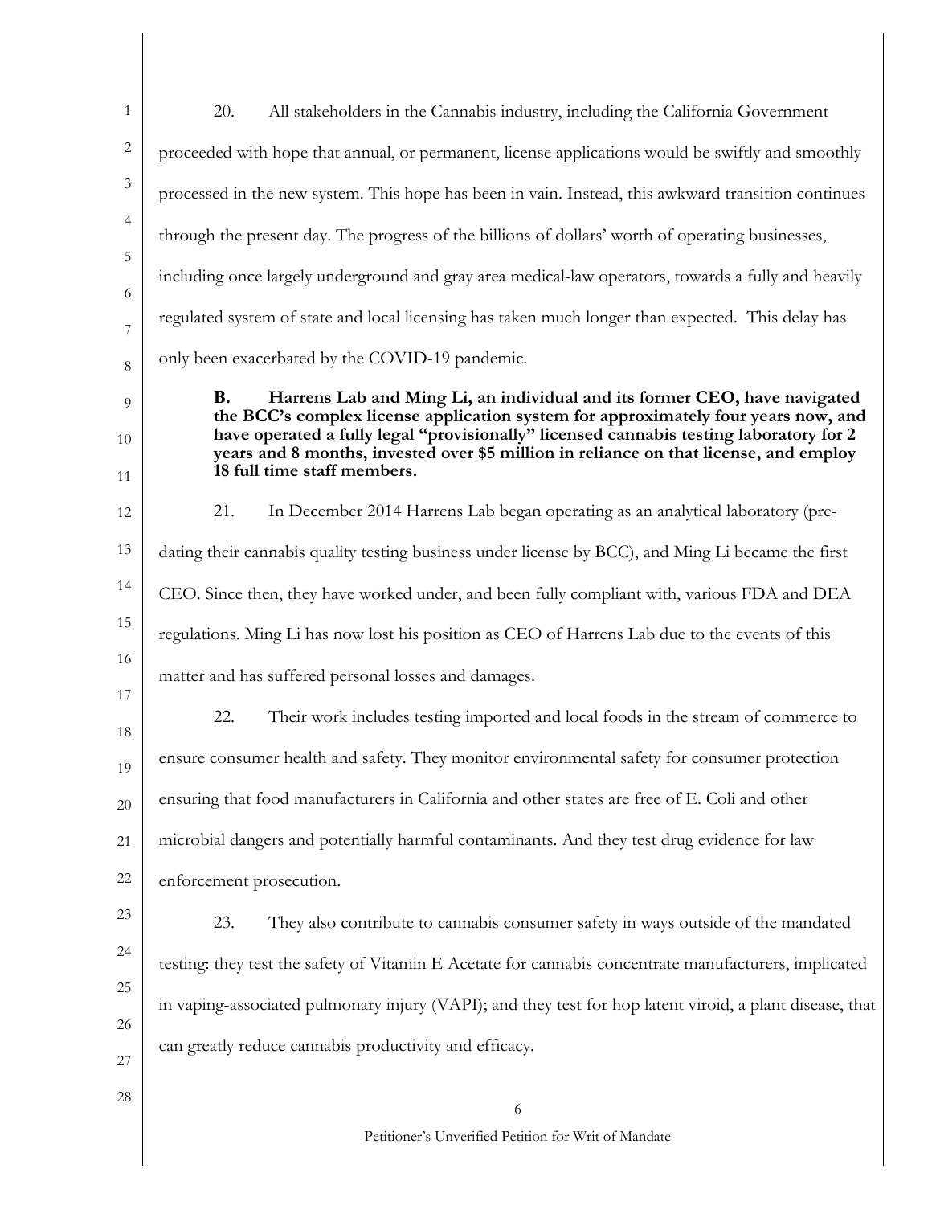20. All stakeholders in the Cannabis industry, including the California Government proceeded with hope that annual, or permanent, license applications would be swiftly and smoothly processed in the new system. This hope has been in vain. Instead, this awkward transition continues through the present day. The progress of the billions of dollars' worth of operating businesses, including once largely underground and gray area medical-law operators, towards a fully and heavily regulated system of state and local licensing has taken much longer than expected. This delay has only been exacerbated by the COVID-19 pandemic.

**B. Harrens Lab and Ming Li, an individual and its former CEO, have navigated the BCC's complex license application system for approximately four years now, and have operated a fully legal "provisionally" licensed cannabis testing laboratory for 2 years and 8 months, invested over $5 million in reliance on that license, and employ 18 full time staff members.**

21. In December 2014 Harrens Lab began operating as an analytical laboratory (pre-dating their cannabis quality testing business under license by BCC), and Ming Li became the first CEO. Since then, they have worked under, and been fully compliant with, various FDA and DEA regulations. Ming Li has now lost his position as CEO of Harrens Lab due to the events of this matter and has suffered personal losses and damages.

22. Their work includes testing imported and local foods in the stream of commerce to ensure consumer health and safety. They monitor environmental safety for consumer protection ensuring that food manufacturers in California and other states are free of E. Coli and other microbial dangers and potentially harmful contaminants. And they test drug evidence for law enforcement prosecution.

23. They also contribute to cannabis consumer safety in ways outside of the mandated testing: they test the safety of Vitamin E Acetate for cannabis concentrate manufacturers, implicated in vaping-associated pulmonary injury (VAPI); and they test for hop latent viroid, a plant disease, that can greatly reduce cannabis productivity and efficacy.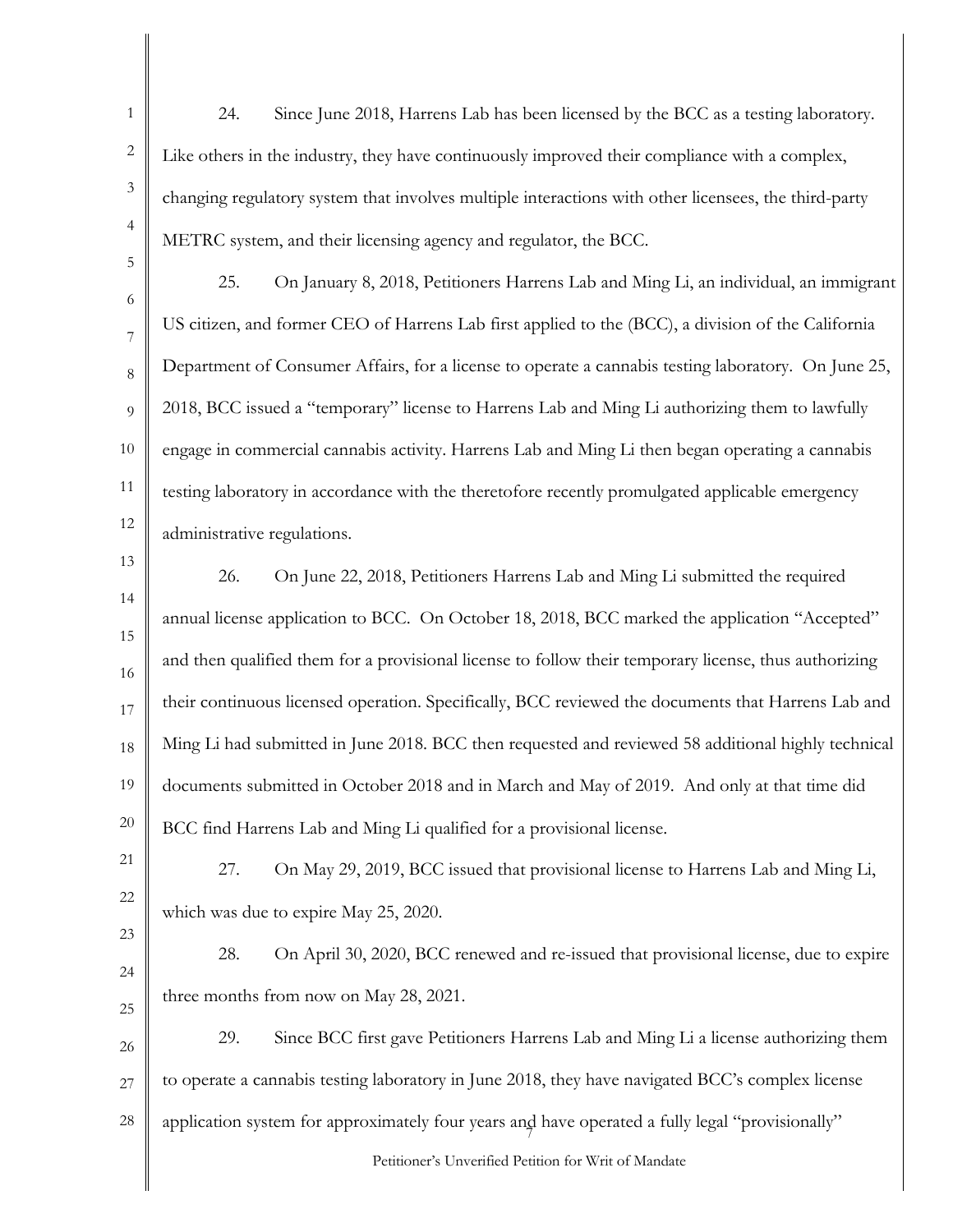24. Since June 2018, Harrens Lab has been licensed by the BCC as a testing laboratory. Like others in the industry, they have continuously improved their compliance with a complex, changing regulatory system that involves multiple interactions with other licensees, the third-party METRC system, and their licensing agency and regulator, the BCC.

25. On January 8, 2018, Petitioners Harrens Lab and Ming Li, an individual, an immigrant US citizen, and former CEO of Harrens Lab first applied to the (BCC), a division of the California Department of Consumer Affairs, for a license to operate a cannabis testing laboratory. On June 25, 2018, BCC issued a "temporary" license to Harrens Lab and Ming Li authorizing them to lawfully engage in commercial cannabis activity. Harrens Lab and Ming Li then began operating a cannabis testing laboratory in accordance with the theretofore recently promulgated applicable emergency administrative regulations.

26. On June 22, 2018, Petitioners Harrens Lab and Ming Li submitted the required annual license application to BCC. On October 18, 2018, BCC marked the application "Accepted" and then qualified them for a provisional license to follow their temporary license, thus authorizing their continuous licensed operation. Specifically, BCC reviewed the documents that Harrens Lab and Ming Li had submitted in June 2018. BCC then requested and reviewed 58 additional highly technical documents submitted in October 2018 and in March and May of 2019. And only at that time did BCC find Harrens Lab and Ming Li qualified for a provisional license.

27. On May 29, 2019, BCC issued that provisional license to Harrens Lab and Ming Li, which was due to expire May 25, 2020.

28. On April 30, 2020, BCC renewed and re-issued that provisional license, due to expire three months from now on May 28, 2021.

29. Since BCC first gave Petitioners Harrens Lab and Ming Li a license authorizing them to operate a cannabis testing laboratory in June 2018, they have navigated BCC's complex license application system for approximately four years and have operated a fully legal "provisionally"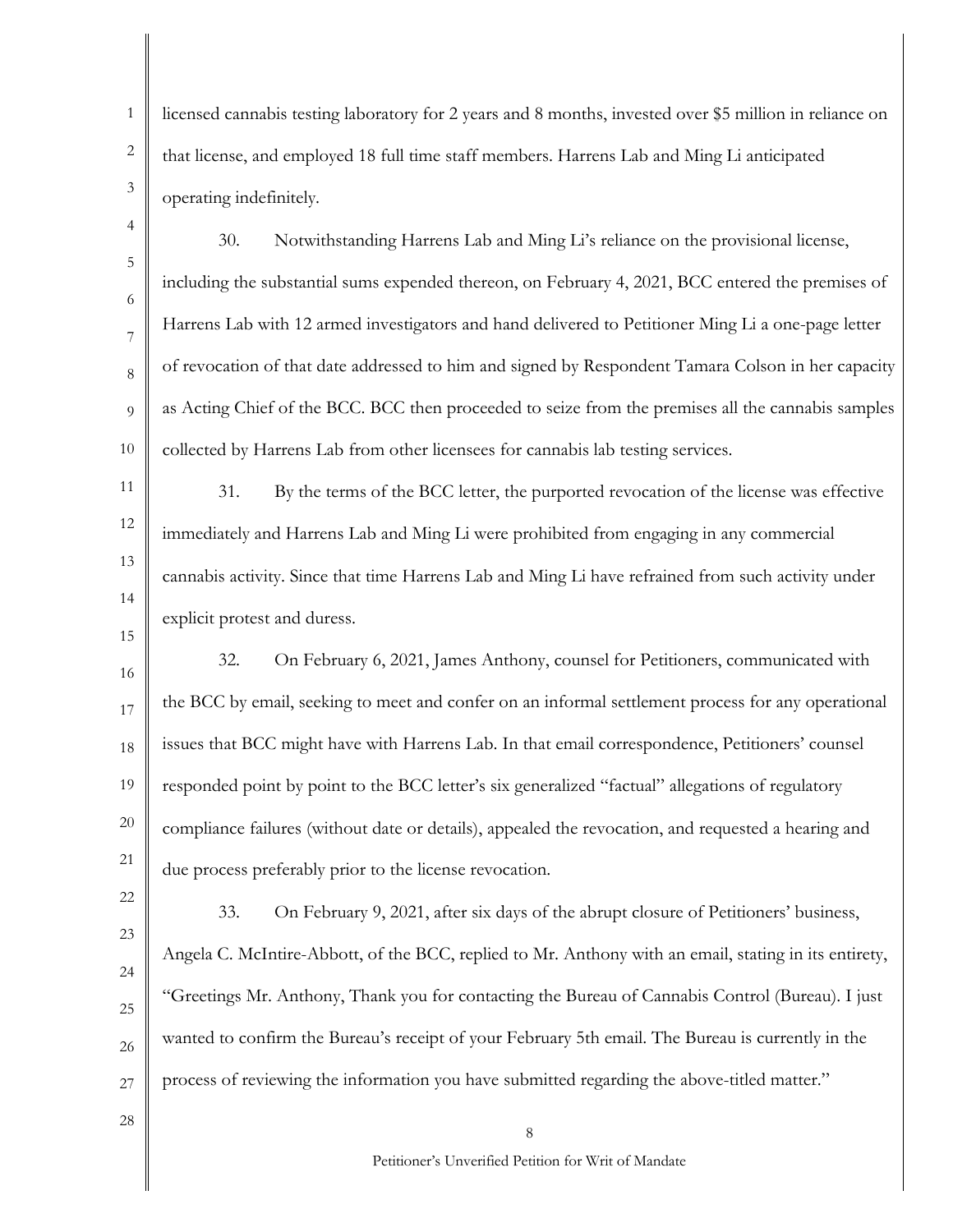licensed cannabis testing laboratory for 2 years and 8 months, invested over $5 million in reliance on that license, and employed 18 full time staff members. Harrens Lab and Ming Li anticipated operating indefinitely.

30. Notwithstanding Harrens Lab and Ming Li's reliance on the provisional license, including the substantial sums expended thereon, on February 4, 2021, BCC entered the premises of Harrens Lab with 12 armed investigators and hand delivered to Petitioner Ming Li a one-page letter of revocation of that date addressed to him and signed by Respondent Tamara Colson in her capacity as Acting Chief of the BCC. BCC then proceeded to seize from the premises all the cannabis samples collected by Harrens Lab from other licensees for cannabis lab testing services.

31. By the terms of the BCC letter, the purported revocation of the license was effective immediately and Harrens Lab and Ming Li were prohibited from engaging in any commercial cannabis activity. Since that time Harrens Lab and Ming Li have refrained from such activity under explicit protest and duress.

32. On February 6, 2021, James Anthony, counsel for Petitioners, communicated with the BCC by email, seeking to meet and confer on an informal settlement process for any operational issues that BCC might have with Harrens Lab. In that email correspondence, Petitioners' counsel responded point by point to the BCC letter's six generalized "factual" allegations of regulatory compliance failures (without date or details), appealed the revocation, and requested a hearing and due process preferably prior to the license revocation.

33. On February 9, 2021, after six days of the abrupt closure of Petitioners' business, Angela C. McIntire-Abbott, of the BCC, replied to Mr. Anthony with an email, stating in its entirety, "Greetings Mr. Anthony, Thank you for contacting the Bureau of Cannabis Control (Bureau). I just wanted to confirm the Bureau's receipt of your February 5th email. The Bureau is currently in the process of reviewing the information you have submitted regarding the above-titled matter."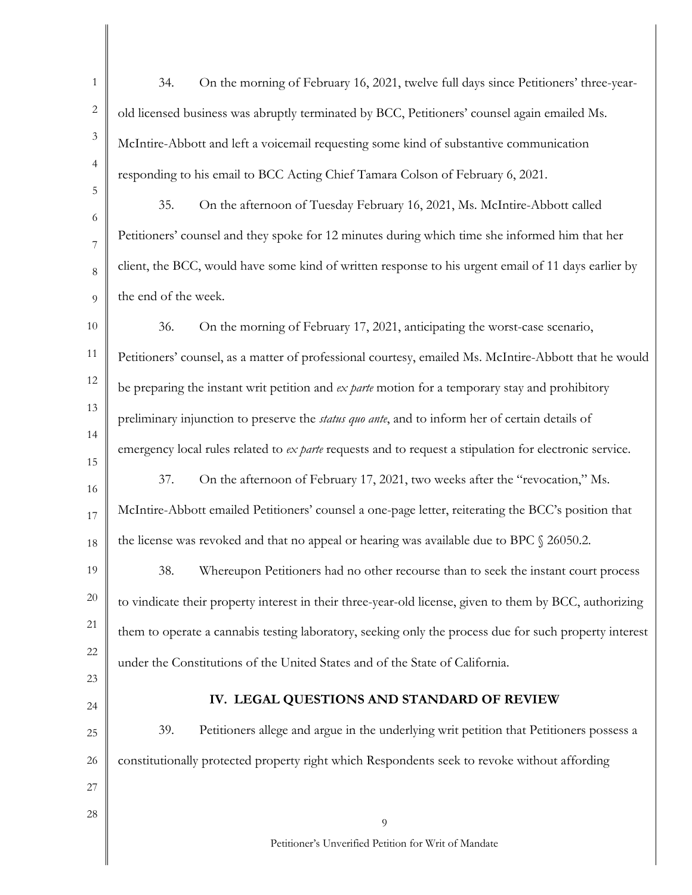34. On the morning of February 16, 2021, twelve full days since Petitioners' three-year-old licensed business was abruptly terminated by BCC, Petitioners' counsel again emailed Ms. McIntire-Abbott and left a voicemail requesting some kind of substantive communication responding to his email to BCC Acting Chief Tamara Colson of February 6, 2021.

35. On the afternoon of Tuesday February 16, 2021, Ms. McIntire-Abbott called Petitioners' counsel and they spoke for 12 minutes during which time she informed him that her client, the BCC, would have some kind of written response to his urgent email of 11 days earlier by the end of the week.

36. On the morning of February 17, 2021, anticipating the worst-case scenario, Petitioners' counsel, as a matter of professional courtesy, emailed Ms. McIntire-Abbott that he would be preparing the instant writ petition and *ex parte* motion for a temporary stay and prohibitory preliminary injunction to preserve the *status quo ante*, and to inform her of certain details of emergency local rules related to *ex parte* requests and to request a stipulation for electronic service.

37. On the afternoon of February 17, 2021, two weeks after the "revocation," Ms. McIntire-Abbott emailed Petitioners' counsel a one-page letter, reiterating the BCC's position that the license was revoked and that no appeal or hearing was available due to BPC § 26050.2.

38. Whereupon Petitioners had no other recourse than to seek the instant court process to vindicate their property interest in their three-year-old license, given to them by BCC, authorizing them to operate a cannabis testing laboratory, seeking only the process due for such property interest under the Constitutions of the United States and of the State of California.

## IV. LEGAL QUESTIONS AND STANDARD OF REVIEW

39. Petitioners allege and argue in the underlying writ petition that Petitioners possess a constitutionally protected property right which Respondents seek to revoke without affording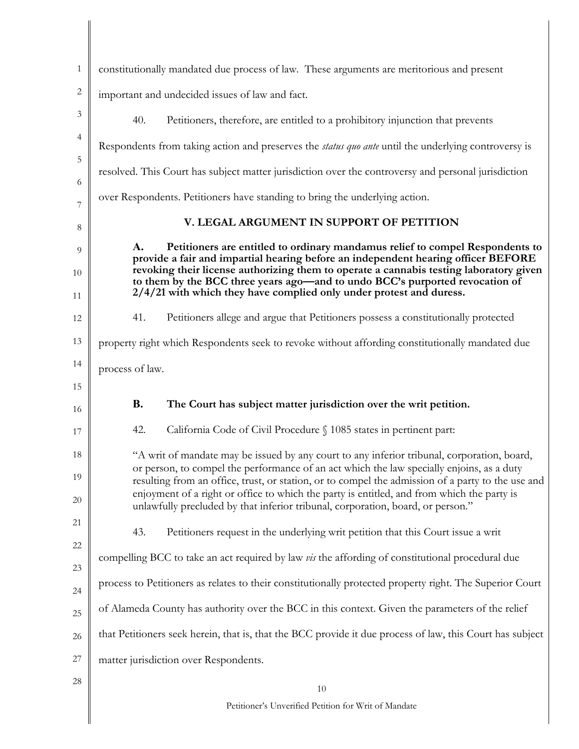constitutionally mandated due process of law. These arguments are meritorious and present important and undecided issues of law and fact.

40. Petitioners, therefore, are entitled to a prohibitory injunction that prevents Respondents from taking action and preserves the *status quo ante* until the underlying controversy is resolved. This Court has subject matter jurisdiction over the controversy and personal jurisdiction over Respondents. Petitioners have standing to bring the underlying action.

## V. LEGAL ARGUMENT IN SUPPORT OF PETITION

**A. Petitioners are entitled to ordinary mandamus relief to compel Respondents to provide a fair and impartial hearing before an independent hearing officer BEFORE revoking their license authorizing them to operate a cannabis testing laboratory given to them by the BCC three years ago—and to undo BCC's purported revocation of 2/4/21 with which they have complied only under protest and duress.**

41. Petitioners allege and argue that Petitioners possess a constitutionally protected property right which Respondents seek to revoke without affording constitutionally mandated due process of law.

**B. The Court has subject matter jurisdiction over the writ petition.**

42. California Code of Civil Procedure § 1085 states in pertinent part:

> "A writ of mandate may be issued by any court to any inferior tribunal, corporation, board, or person, to compel the performance of an act which the law specially enjoins, as a duty resulting from an office, trust, or station, or to compel the admission of a party to the use and enjoyment of a right or office to which the party is entitled, and from which the party is unlawfully precluded by that inferior tribunal, corporation, board, or person."

43. Petitioners request in the underlying writ petition that this Court issue a writ compelling BCC to take an act required by law *vis* the affording of constitutional procedural due process to Petitioners as relates to their constitutionally protected property right. The Superior Court of Alameda County has authority over the BCC in this context. Given the parameters of the relief that Petitioners seek herein, that is, that the BCC provide it due process of law, this Court has subject matter jurisdiction over Respondents.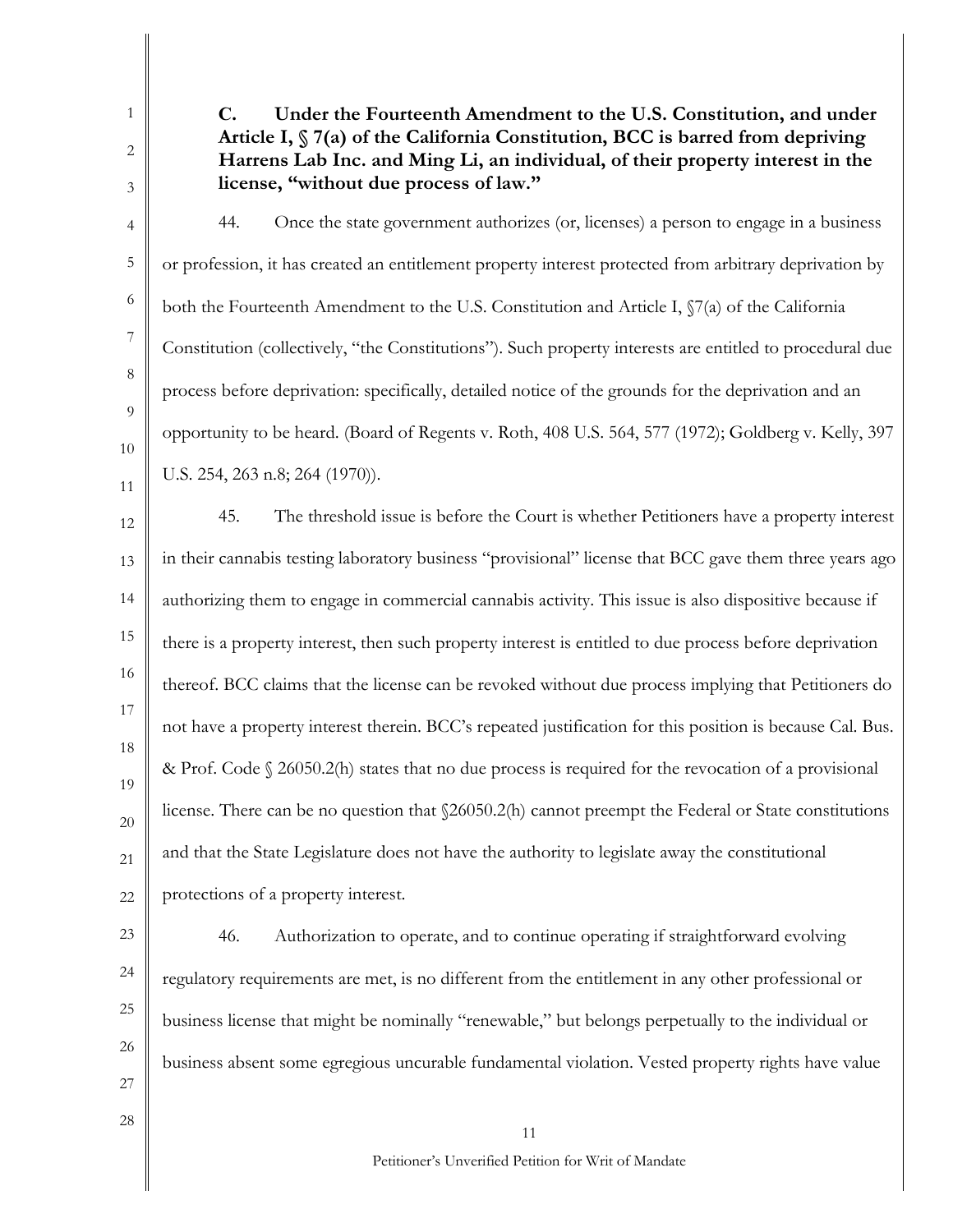### C. Under the Fourteenth Amendment to the U.S. Constitution, and under Article I, § 7(a) of the California Constitution, BCC is barred from depriving Harrens Lab Inc. and Ming Li, an individual, of their property interest in the license, "without due process of law."

44. Once the state government authorizes (or, licenses) a person to engage in a business or profession, it has created an entitlement property interest protected from arbitrary deprivation by both the Fourteenth Amendment to the U.S. Constitution and Article I, §7(a) of the California Constitution (collectively, "the Constitutions"). Such property interests are entitled to procedural due process before deprivation: specifically, detailed notice of the grounds for the deprivation and an opportunity to be heard. (Board of Regents v. Roth, 408 U.S. 564, 577 (1972); Goldberg v. Kelly, 397 U.S. 254, 263 n.8; 264 (1970)).

45. The threshold issue is before the Court is whether Petitioners have a property interest in their cannabis testing laboratory business "provisional" license that BCC gave them three years ago authorizing them to engage in commercial cannabis activity. This issue is also dispositive because if there is a property interest, then such property interest is entitled to due process before deprivation thereof. BCC claims that the license can be revoked without due process implying that Petitioners do not have a property interest therein. BCC's repeated justification for this position is because Cal. Bus. & Prof. Code § 26050.2(h) states that no due process is required for the revocation of a provisional license. There can be no question that §26050.2(h) cannot preempt the Federal or State constitutions and that the State Legislature does not have the authority to legislate away the constitutional protections of a property interest.

46. Authorization to operate, and to continue operating if straightforward evolving regulatory requirements are met, is no different from the entitlement in any other professional or business license that might be nominally "renewable," but belongs perpetually to the individual or business absent some egregious uncurable fundamental violation. Vested property rights have value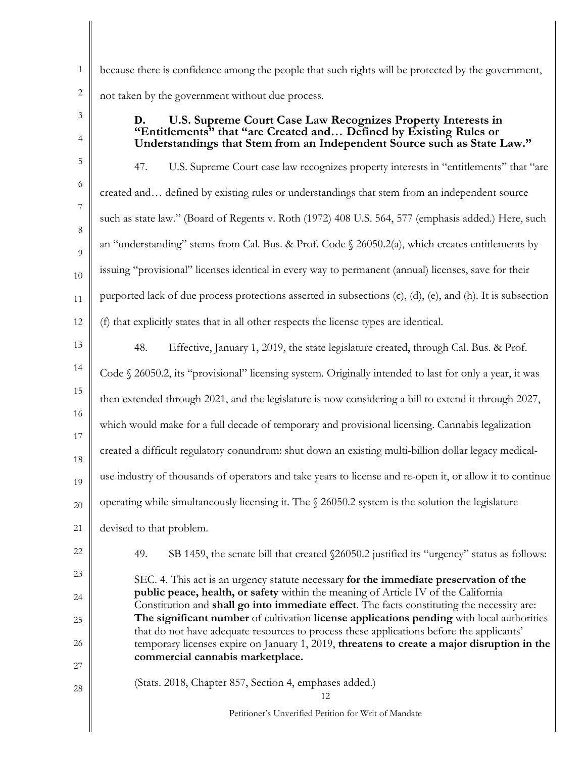because there is confidence among the people that such rights will be protected by the government, not taken by the government without due process.

### D. U.S. Supreme Court Case Law Recognizes Property Interests in "Entitlements" that "are Created and… Defined by Existing Rules or Understandings that Stem from an Independent Source such as State Law."

47. U.S. Supreme Court case law recognizes property interests in "entitlements" that "are created and… defined by existing rules or understandings that stem from an independent source such as state law." (Board of Regents v. Roth (1972) 408 U.S. 564, 577 (emphasis added.) Here, such an "understanding" stems from Cal. Bus. & Prof. Code § 26050.2(a), which creates entitlements by issuing "provisional" licenses identical in every way to permanent (annual) licenses, save for their purported lack of due process protections asserted in subsections (c), (d), (e), and (h). It is subsection (f) that explicitly states that in all other respects the license types are identical.

48. Effective, January 1, 2019, the state legislature created, through Cal. Bus. & Prof. Code § 26050.2, its "provisional" licensing system. Originally intended to last for only a year, it was then extended through 2021, and the legislature is now considering a bill to extend it through 2027, which would make for a full decade of temporary and provisional licensing. Cannabis legalization created a difficult regulatory conundrum: shut down an existing multi-billion dollar legacy medical-use industry of thousands of operators and take years to license and re-open it, or allow it to continue operating while simultaneously licensing it. The § 26050.2 system is the solution the legislature devised to that problem.

49. SB 1459, the senate bill that created §26050.2 justified its "urgency" status as follows:

> SEC. 4. This act is an urgency statute necessary **for the immediate preservation of the public peace, health, or safety** within the meaning of Article IV of the California Constitution and **shall go into immediate effect**. The facts constituting the necessity are: **The significant number** of cultivation **license applications pending** with local authorities that do not have adequate resources to process these applications before the applicants' temporary licenses expire on January 1, 2019, **threatens to create a major disruption in the commercial cannabis marketplace.**
>
> (Stats. 2018, Chapter 857, Section 4, emphases added.)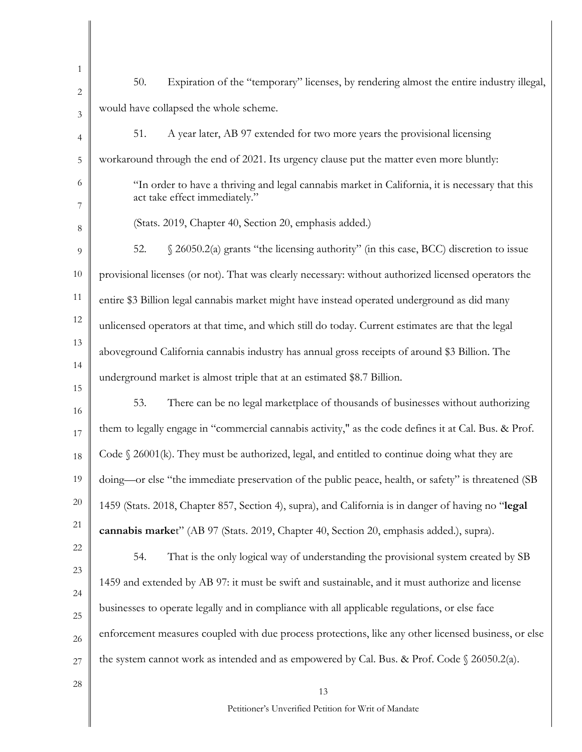50. Expiration of the "temporary" licenses, by rendering almost the entire industry illegal, would have collapsed the whole scheme.

51. A year later, AB 97 extended for two more years the provisional licensing workaround through the end of 2021. Its urgency clause put the matter even more bluntly:

> "In order to have a thriving and legal cannabis market in California, it is necessary that this act take effect immediately."
>
> (Stats. 2019, Chapter 40, Section 20, emphasis added.)

52. § 26050.2(a) grants "the licensing authority" (in this case, BCC) discretion to issue provisional licenses (or not). That was clearly necessary: without authorized licensed operators the entire $3 Billion legal cannabis market might have instead operated underground as did many unlicensed operators at that time, and which still do today. Current estimates are that the legal aboveground California cannabis industry has annual gross receipts of around $3 Billion. The underground market is almost triple that at an estimated $8.7 Billion.

53. There can be no legal marketplace of thousands of businesses without authorizing them to legally engage in "commercial cannabis activity," as the code defines it at Cal. Bus. & Prof. Code § 26001(k). They must be authorized, legal, and entitled to continue doing what they are doing—or else "the immediate preservation of the public peace, health, or safety" is threatened (SB 1459 (Stats. 2018, Chapter 857, Section 4), supra), and California is in danger of having no "**legal cannabis market**" (AB 97 (Stats. 2019, Chapter 40, Section 20, emphasis added.), supra).

54. That is the only logical way of understanding the provisional system created by SB 1459 and extended by AB 97: it must be swift and sustainable, and it must authorize and license businesses to operate legally and in compliance with all applicable regulations, or else face enforcement measures coupled with due process protections, like any other licensed business, or else the system cannot work as intended and as empowered by Cal. Bus. & Prof. Code § 26050.2(a).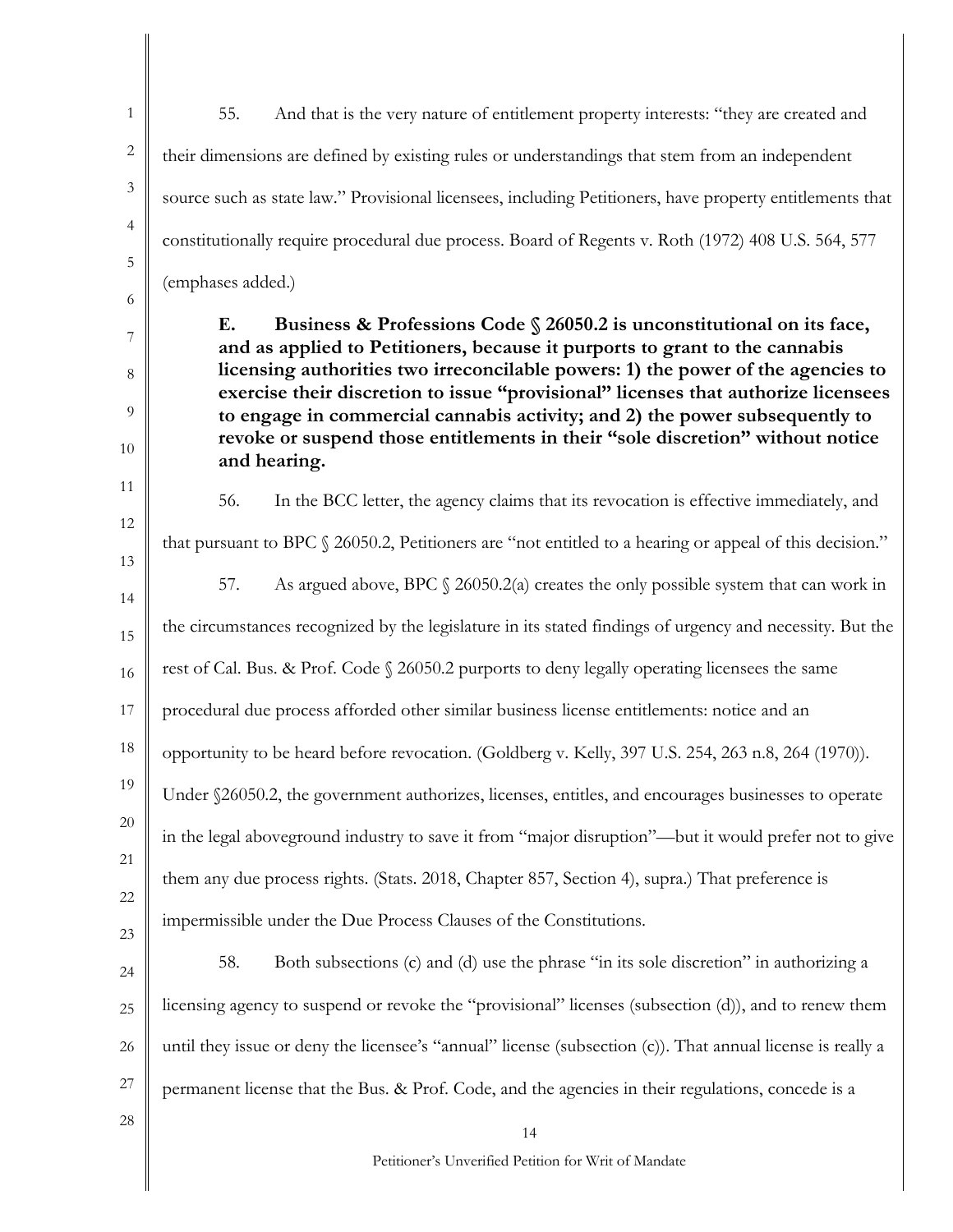55. And that is the very nature of entitlement property interests: "they are created and their dimensions are defined by existing rules or understandings that stem from an independent source such as state law." Provisional licensees, including Petitioners, have property entitlements that constitutionally require procedural due process. Board of Regents v. Roth (1972) 408 U.S. 564, 577 (emphases added.)

**E. Business & Professions Code § 26050.2 is unconstitutional on its face, and as applied to Petitioners, because it purports to grant to the cannabis licensing authorities two irreconcilable powers: 1) the power of the agencies to exercise their discretion to issue "provisional" licenses that authorize licensees to engage in commercial cannabis activity; and 2) the power subsequently to revoke or suspend those entitlements in their "sole discretion" without notice and hearing.**

56. In the BCC letter, the agency claims that its revocation is effective immediately, and that pursuant to BPC § 26050.2, Petitioners are "not entitled to a hearing or appeal of this decision."

57. As argued above, BPC § 26050.2(a) creates the only possible system that can work in the circumstances recognized by the legislature in its stated findings of urgency and necessity. But the rest of Cal. Bus. & Prof. Code § 26050.2 purports to deny legally operating licensees the same procedural due process afforded other similar business license entitlements: notice and an opportunity to be heard before revocation. (Goldberg v. Kelly, 397 U.S. 254, 263 n.8, 264 (1970)). Under §26050.2, the government authorizes, licenses, entitles, and encourages businesses to operate in the legal aboveground industry to save it from "major disruption"—but it would prefer not to give them any due process rights. (Stats. 2018, Chapter 857, Section 4), supra.) That preference is impermissible under the Due Process Clauses of the Constitutions.

58. Both subsections (c) and (d) use the phrase "in its sole discretion" in authorizing a licensing agency to suspend or revoke the "provisional" licenses (subsection (d)), and to renew them until they issue or deny the licensee's "annual" license (subsection (c)). That annual license is really a permanent license that the Bus. & Prof. Code, and the agencies in their regulations, concede is a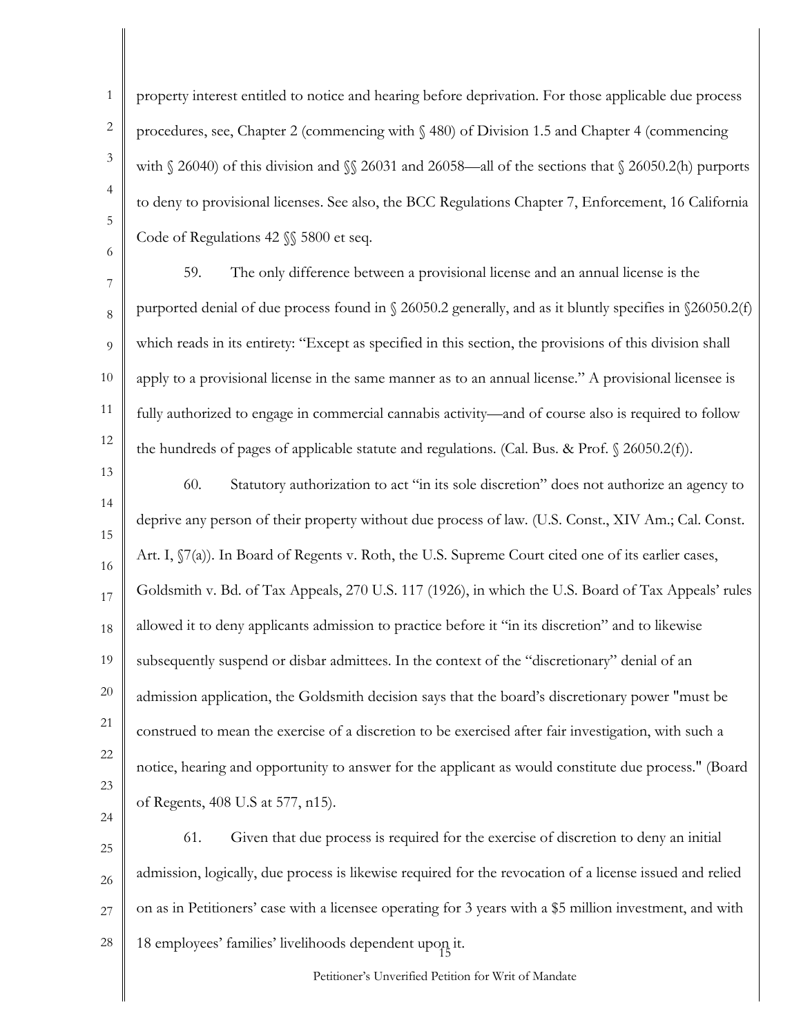property interest entitled to notice and hearing before deprivation. For those applicable due process procedures, see, Chapter 2 (commencing with § 480) of Division 1.5 and Chapter 4 (commencing with § 26040) of this division and §§ 26031 and 26058—all of the sections that § 26050.2(h) purports to deny to provisional licenses. See also, the BCC Regulations Chapter 7, Enforcement, 16 California Code of Regulations 42 §§ 5800 et seq.

59. The only difference between a provisional license and an annual license is the purported denial of due process found in § 26050.2 generally, and as it bluntly specifies in §26050.2(f) which reads in its entirety: "Except as specified in this section, the provisions of this division shall apply to a provisional license in the same manner as to an annual license." A provisional licensee is fully authorized to engage in commercial cannabis activity—and of course also is required to follow the hundreds of pages of applicable statute and regulations. (Cal. Bus. & Prof. § 26050.2(f)).

60. Statutory authorization to act "in its sole discretion" does not authorize an agency to deprive any person of their property without due process of law. (U.S. Const., XIV Am.; Cal. Const. Art. I, §7(a)). In Board of Regents v. Roth, the U.S. Supreme Court cited one of its earlier cases, Goldsmith v. Bd. of Tax Appeals, 270 U.S. 117 (1926), in which the U.S. Board of Tax Appeals' rules allowed it to deny applicants admission to practice before it "in its discretion" and to likewise subsequently suspend or disbar admittees. In the context of the "discretionary" denial of an admission application, the Goldsmith decision says that the board's discretionary power "must be construed to mean the exercise of a discretion to be exercised after fair investigation, with such a notice, hearing and opportunity to answer for the applicant as would constitute due process." (Board of Regents, 408 U.S at 577, n15).

61. Given that due process is required for the exercise of discretion to deny an initial admission, logically, due process is likewise required for the revocation of a license issued and relied on as in Petitioners' case with a licensee operating for 3 years with a $5 million investment, and with 18 employees' families' livelihoods dependent upon it.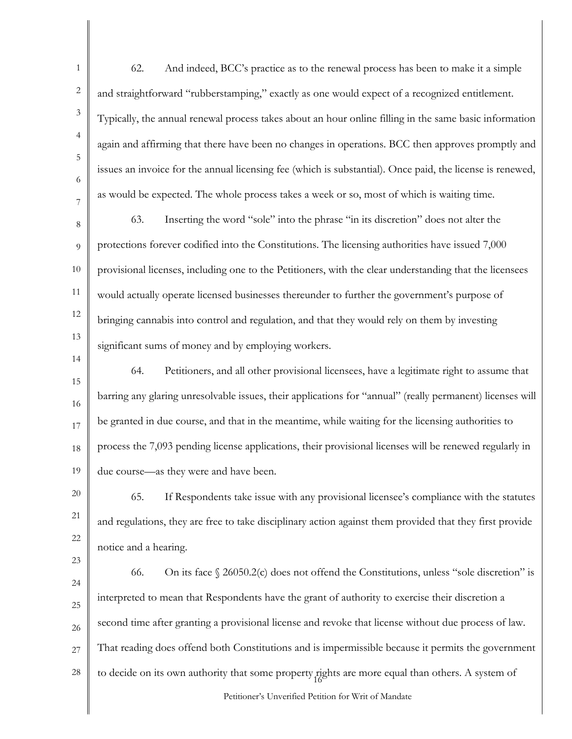62. And indeed, BCC's practice as to the renewal process has been to make it a simple and straightforward "rubberstamping," exactly as one would expect of a recognized entitlement. Typically, the annual renewal process takes about an hour online filling in the same basic information again and affirming that there have been no changes in operations. BCC then approves promptly and issues an invoice for the annual licensing fee (which is substantial). Once paid, the license is renewed, as would be expected. The whole process takes a week or so, most of which is waiting time.

63. Inserting the word "sole" into the phrase "in its discretion" does not alter the protections forever codified into the Constitutions. The licensing authorities have issued 7,000 provisional licenses, including one to the Petitioners, with the clear understanding that the licensees would actually operate licensed businesses thereunder to further the government's purpose of bringing cannabis into control and regulation, and that they would rely on them by investing significant sums of money and by employing workers.

64. Petitioners, and all other provisional licensees, have a legitimate right to assume that barring any glaring unresolvable issues, their applications for "annual" (really permanent) licenses will be granted in due course, and that in the meantime, while waiting for the licensing authorities to process the 7,093 pending license applications, their provisional licenses will be renewed regularly in due course—as they were and have been.

65. If Respondents take issue with any provisional licensee's compliance with the statutes and regulations, they are free to take disciplinary action against them provided that they first provide notice and a hearing.

66. On its face § 26050.2(c) does not offend the Constitutions, unless "sole discretion" is interpreted to mean that Respondents have the grant of authority to exercise their discretion a second time after granting a provisional license and revoke that license without due process of law. That reading does offend both Constitutions and is impermissible because it permits the government to decide on its own authority that some property rights are more equal than others. A system of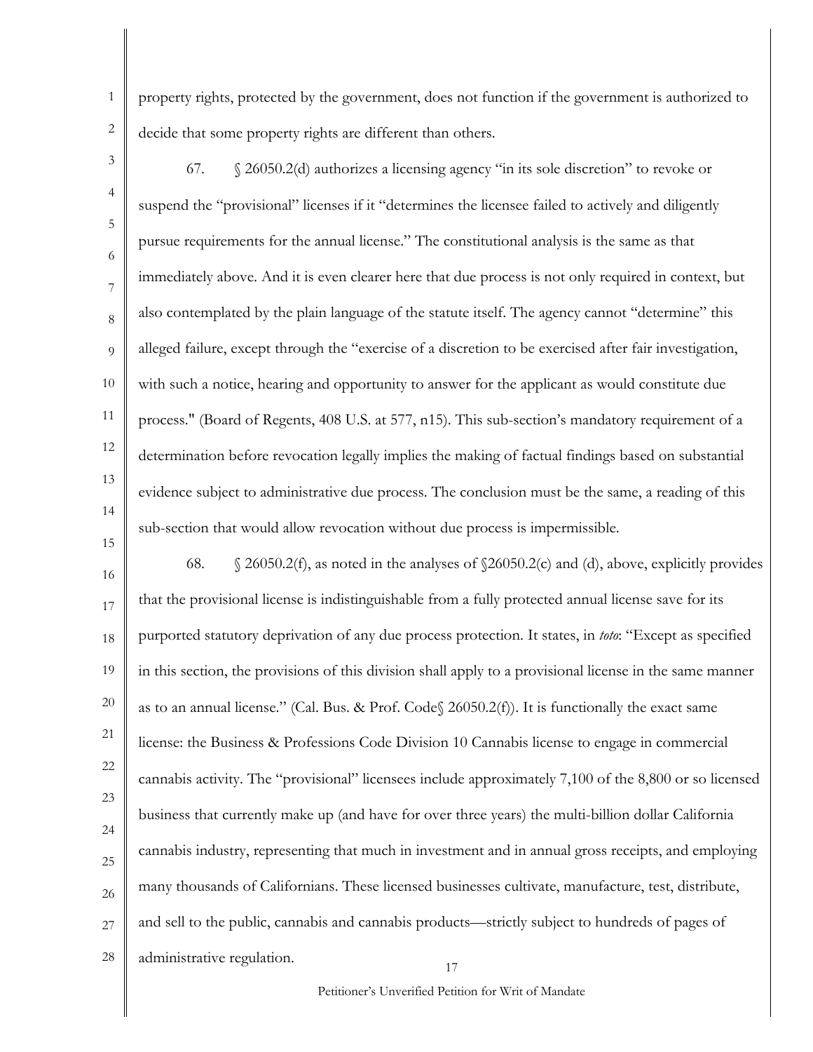property rights, protected by the government, does not function if the government is authorized to decide that some property rights are different than others.

67. § 26050.2(d) authorizes a licensing agency "in its sole discretion" to revoke or suspend the "provisional" licenses if it "determines the licensee failed to actively and diligently pursue requirements for the annual license." The constitutional analysis is the same as that immediately above. And it is even clearer here that due process is not only required in context, but also contemplated by the plain language of the statute itself. The agency cannot "determine" this alleged failure, except through the "exercise of a discretion to be exercised after fair investigation, with such a notice, hearing and opportunity to answer for the applicant as would constitute due process." (Board of Regents, 408 U.S. at 577, n15). This sub-section's mandatory requirement of a determination before revocation legally implies the making of factual findings based on substantial evidence subject to administrative due process. The conclusion must be the same, a reading of this sub-section that would allow revocation without due process is impermissible.

68. § 26050.2(f), as noted in the analyses of §26050.2(c) and (d), above, explicitly provides that the provisional license is indistinguishable from a fully protected annual license save for its purported statutory deprivation of any due process protection. It states, in *toto*: "Except as specified in this section, the provisions of this division shall apply to a provisional license in the same manner as to an annual license." (Cal. Bus. & Prof. Code§ 26050.2(f)). It is functionally the exact same license: the Business & Professions Code Division 10 Cannabis license to engage in commercial cannabis activity. The "provisional" licensees include approximately 7,100 of the 8,800 or so licensed business that currently make up (and have for over three years) the multi-billion dollar California cannabis industry, representing that much in investment and in annual gross receipts, and employing many thousands of Californians. These licensed businesses cultivate, manufacture, test, distribute, and sell to the public, cannabis and cannabis products—strictly subject to hundreds of pages of administrative regulation.

Petitioner's Unverified Petition for Writ of Mandate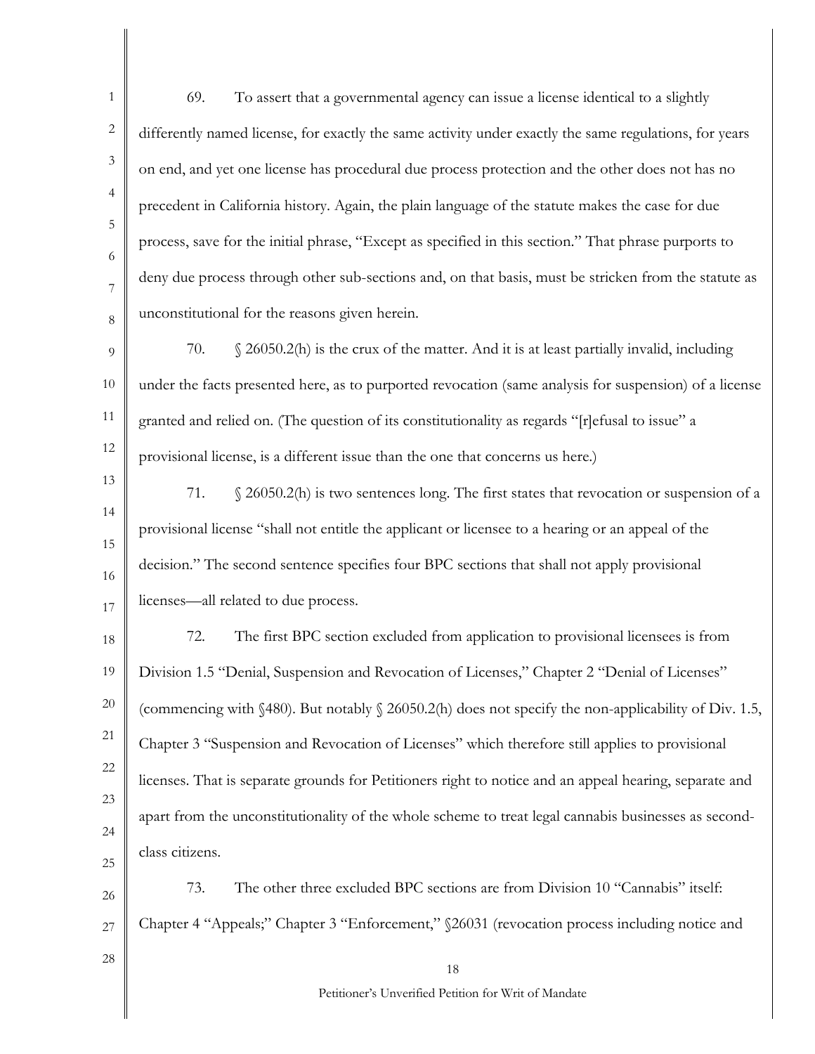69. To assert that a governmental agency can issue a license identical to a slightly differently named license, for exactly the same activity under exactly the same regulations, for years on end, and yet one license has procedural due process protection and the other does not has no precedent in California history. Again, the plain language of the statute makes the case for due process, save for the initial phrase, "Except as specified in this section." That phrase purports to deny due process through other sub-sections and, on that basis, must be stricken from the statute as unconstitutional for the reasons given herein.

70. § 26050.2(h) is the crux of the matter. And it is at least partially invalid, including under the facts presented here, as to purported revocation (same analysis for suspension) of a license granted and relied on. (The question of its constitutionality as regards "[r]efusal to issue" a provisional license, is a different issue than the one that concerns us here.)

71. § 26050.2(h) is two sentences long. The first states that revocation or suspension of a provisional license "shall not entitle the applicant or licensee to a hearing or an appeal of the decision." The second sentence specifies four BPC sections that shall not apply provisional licenses—all related to due process.

72. The first BPC section excluded from application to provisional licensees is from Division 1.5 "Denial, Suspension and Revocation of Licenses," Chapter 2 "Denial of Licenses" (commencing with §480). But notably § 26050.2(h) does not specify the non-applicability of Div. 1.5, Chapter 3 "Suspension and Revocation of Licenses" which therefore still applies to provisional licenses. That is separate grounds for Petitioners right to notice and an appeal hearing, separate and apart from the unconstitutionality of the whole scheme to treat legal cannabis businesses as second-class citizens.

73. The other three excluded BPC sections are from Division 10 "Cannabis" itself: Chapter 4 "Appeals;" Chapter 3 "Enforcement," §26031 (revocation process including notice and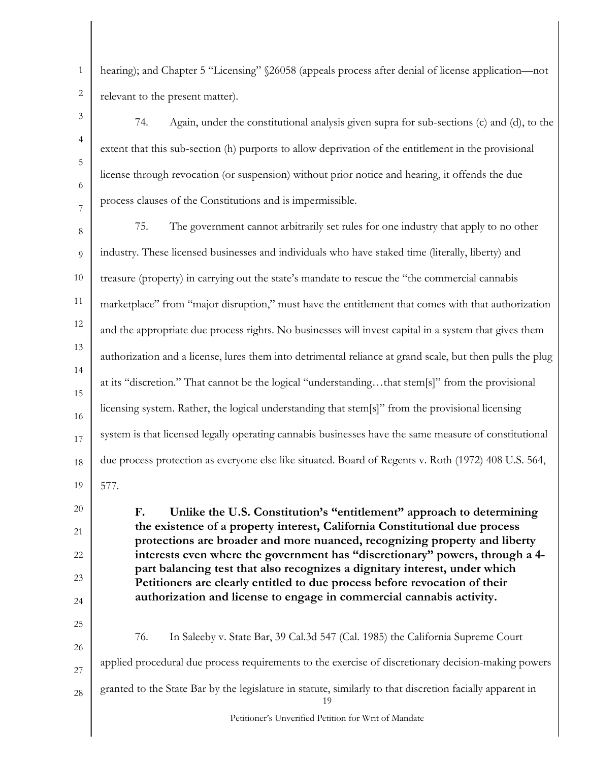hearing); and Chapter 5 "Licensing" §26058 (appeals process after denial of license application—not relevant to the present matter).

74. Again, under the constitutional analysis given supra for sub-sections (c) and (d), to the extent that this sub-section (h) purports to allow deprivation of the entitlement in the provisional license through revocation (or suspension) without prior notice and hearing, it offends the due process clauses of the Constitutions and is impermissible.

75. The government cannot arbitrarily set rules for one industry that apply to no other industry. These licensed businesses and individuals who have staked time (literally, liberty) and treasure (property) in carrying out the state's mandate to rescue the "the commercial cannabis marketplace" from "major disruption," must have the entitlement that comes with that authorization and the appropriate due process rights. No businesses will invest capital in a system that gives them authorization and a license, lures them into detrimental reliance at grand scale, but then pulls the plug at its "discretion." That cannot be the logical "understanding…that stem[s]" from the provisional licensing system. Rather, the logical understanding that stem[s]" from the provisional licensing system is that licensed legally operating cannabis businesses have the same measure of constitutional due process protection as everyone else like situated. Board of Regents v. Roth (1972) 408 U.S. 564, 577.

**F. Unlike the U.S. Constitution's "entitlement" approach to determining the existence of a property interest, California Constitutional due process protections are broader and more nuanced, recognizing property and liberty interests even where the government has "discretionary" powers, through a 4-part balancing test that also recognizes a dignitary interest, under which Petitioners are clearly entitled to due process before revocation of their authorization and license to engage in commercial cannabis activity.**

76. In Saleeby v. State Bar, 39 Cal.3d 547 (Cal. 1985) the California Supreme Court applied procedural due process requirements to the exercise of discretionary decision-making powers granted to the State Bar by the legislature in statute, similarly to that discretion facially apparent in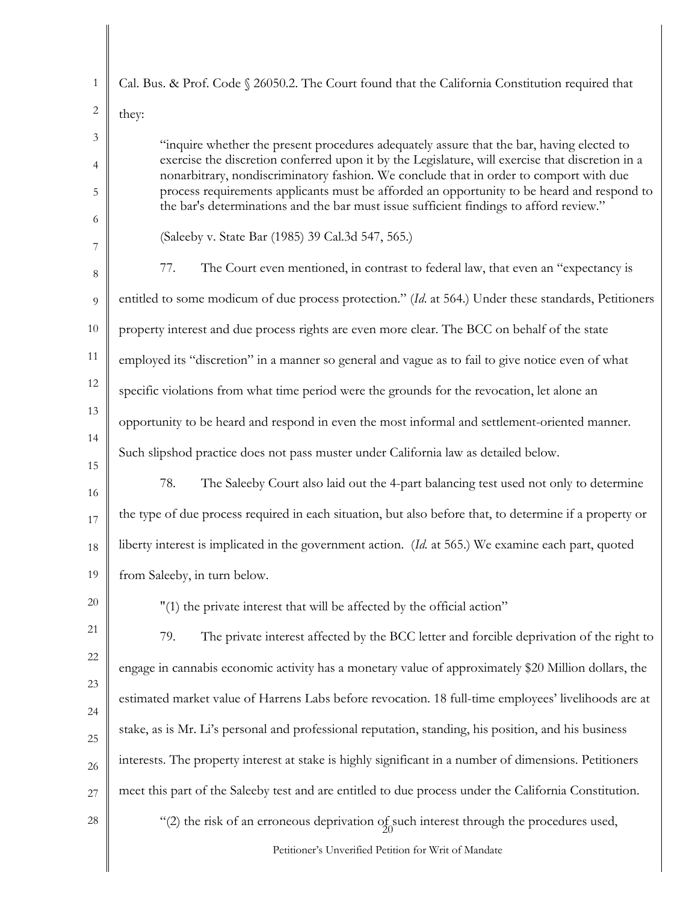Cal. Bus. & Prof. Code § 26050.2. The Court found that the California Constitution required that they:

> "inquire whether the present procedures adequately assure that the bar, having elected to exercise the discretion conferred upon it by the Legislature, will exercise that discretion in a nonarbitrary, nondiscriminatory fashion. We conclude that in order to comport with due process requirements applicants must be afforded an opportunity to be heard and respond to the bar's determinations and the bar must issue sufficient findings to afford review."
>
> (Saleeby v. State Bar (1985) 39 Cal.3d 547, 565.)

77. The Court even mentioned, in contrast to federal law, that even an "expectancy is entitled to some modicum of due process protection." (*Id.* at 564.) Under these standards, Petitioners property interest and due process rights are even more clear. The BCC on behalf of the state employed its "discretion" in a manner so general and vague as to fail to give notice even of what specific violations from what time period were the grounds for the revocation, let alone an opportunity to be heard and respond in even the most informal and settlement-oriented manner. Such slipshod practice does not pass muster under California law as detailed below.

78. The Saleeby Court also laid out the 4-part balancing test used not only to determine the type of due process required in each situation, but also before that, to determine if a property or liberty interest is implicated in the government action. (*Id.* at 565.) We examine each part, quoted from Saleeby, in turn below.

"(1) the private interest that will be affected by the official action"

79. The private interest affected by the BCC letter and forcible deprivation of the right to engage in cannabis economic activity has a monetary value of approximately $20 Million dollars, the estimated market value of Harrens Labs before revocation. 18 full-time employees' livelihoods are at stake, as is Mr. Li's personal and professional reputation, standing, his position, and his business interests. The property interest at stake is highly significant in a number of dimensions. Petitioners meet this part of the Saleeby test and are entitled to due process under the California Constitution.

"(2) the risk of an erroneous deprivation of such interest through the procedures used,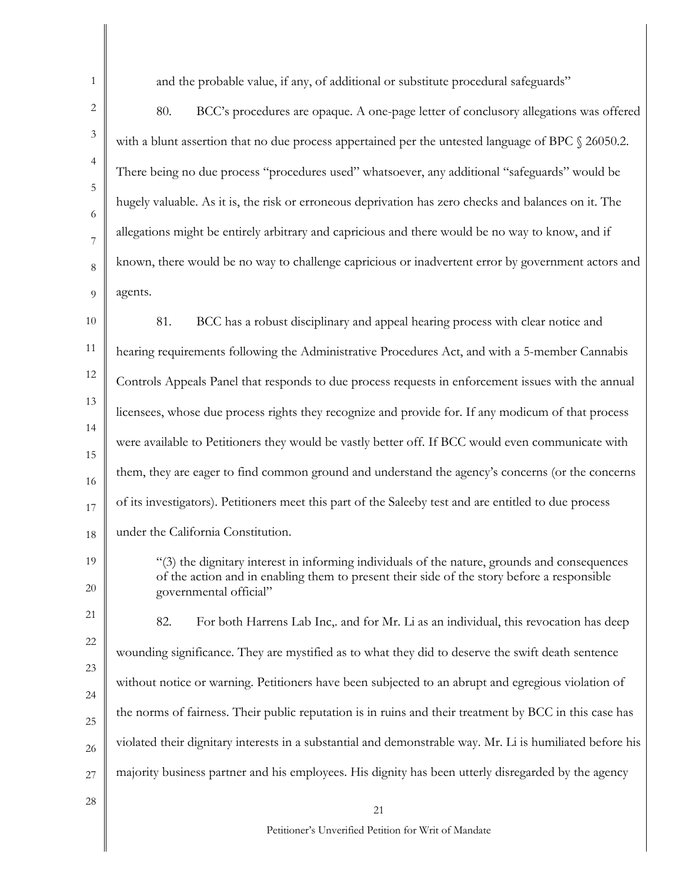and the probable value, if any, of additional or substitute procedural safeguards"

80. BCC's procedures are opaque. A one-page letter of conclusory allegations was offered with a blunt assertion that no due process appertained per the untested language of BPC § 26050.2. There being no due process "procedures used" whatsoever, any additional "safeguards" would be hugely valuable. As it is, the risk or erroneous deprivation has zero checks and balances on it. The allegations might be entirely arbitrary and capricious and there would be no way to know, and if known, there would be no way to challenge capricious or inadvertent error by government actors and agents.

81. BCC has a robust disciplinary and appeal hearing process with clear notice and hearing requirements following the Administrative Procedures Act, and with a 5-member Cannabis Controls Appeals Panel that responds to due process requests in enforcement issues with the annual licensees, whose due process rights they recognize and provide for. If any modicum of that process were available to Petitioners they would be vastly better off. If BCC would even communicate with them, they are eager to find common ground and understand the agency's concerns (or the concerns of its investigators). Petitioners meet this part of the Saleeby test and are entitled to due process under the California Constitution.

> "(3) the dignitary interest in informing individuals of the nature, grounds and consequences of the action and in enabling them to present their side of the story before a responsible governmental official"

82. For both Harrens Lab Inc,. and for Mr. Li as an individual, this revocation has deep wounding significance. They are mystified as to what they did to deserve the swift death sentence without notice or warning. Petitioners have been subjected to an abrupt and egregious violation of the norms of fairness. Their public reputation is in ruins and their treatment by BCC in this case has violated their dignitary interests in a substantial and demonstrable way. Mr. Li is humiliated before his majority business partner and his employees. His dignity has been utterly disregarded by the agency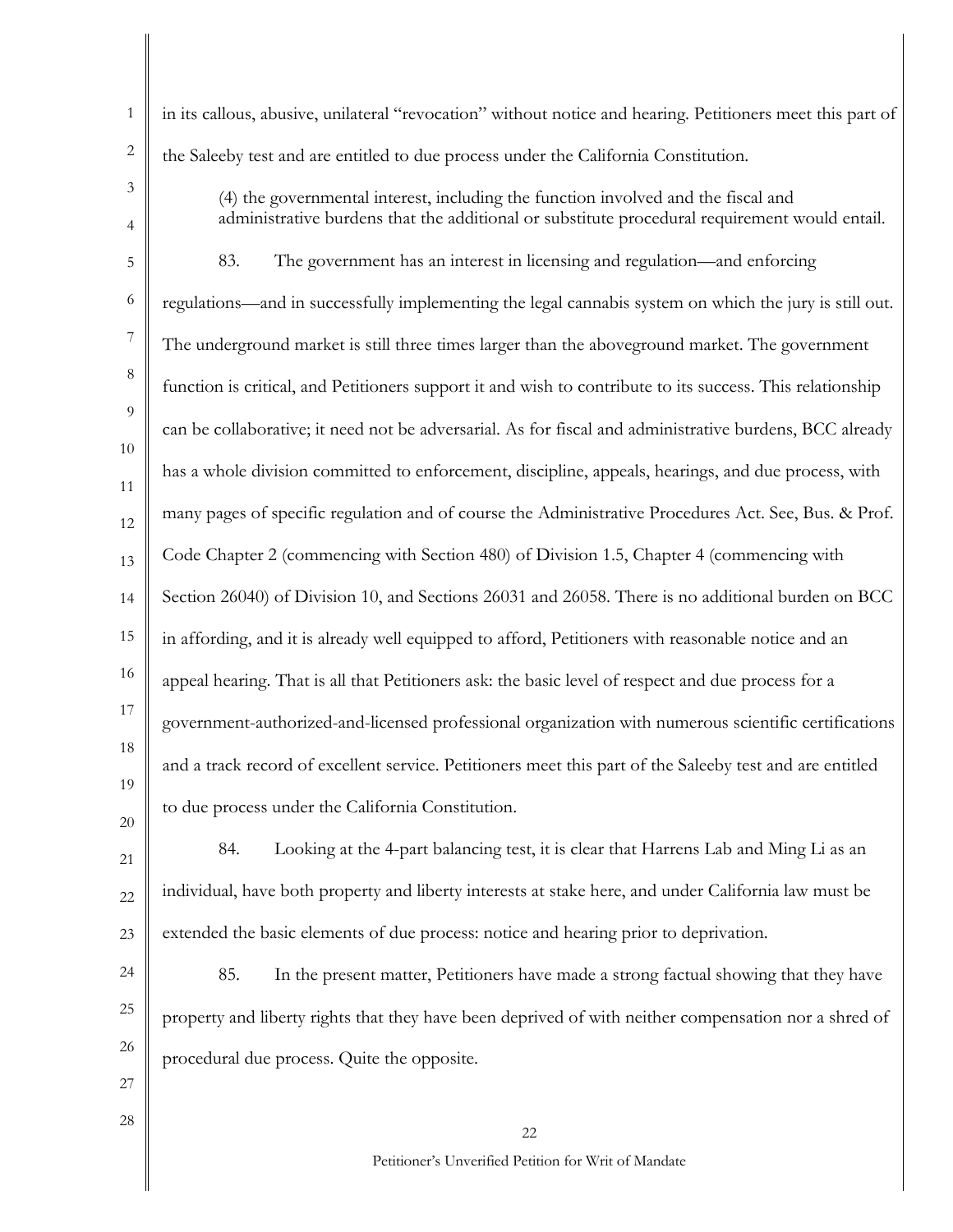in its callous, abusive, unilateral "revocation" without notice and hearing. Petitioners meet this part of the Saleeby test and are entitled to due process under the California Constitution.

> (4) the governmental interest, including the function involved and the fiscal and administrative burdens that the additional or substitute procedural requirement would entail.

83. The government has an interest in licensing and regulation—and enforcing regulations—and in successfully implementing the legal cannabis system on which the jury is still out. The underground market is still three times larger than the aboveground market. The government function is critical, and Petitioners support it and wish to contribute to its success. This relationship can be collaborative; it need not be adversarial. As for fiscal and administrative burdens, BCC already has a whole division committed to enforcement, discipline, appeals, hearings, and due process, with many pages of specific regulation and of course the Administrative Procedures Act. See, Bus. & Prof. Code Chapter 2 (commencing with Section 480) of Division 1.5, Chapter 4 (commencing with Section 26040) of Division 10, and Sections 26031 and 26058. There is no additional burden on BCC in affording, and it is already well equipped to afford, Petitioners with reasonable notice and an appeal hearing. That is all that Petitioners ask: the basic level of respect and due process for a government-authorized-and-licensed professional organization with numerous scientific certifications and a track record of excellent service. Petitioners meet this part of the Saleeby test and are entitled to due process under the California Constitution.

84. Looking at the 4-part balancing test, it is clear that Harrens Lab and Ming Li as an individual, have both property and liberty interests at stake here, and under California law must be extended the basic elements of due process: notice and hearing prior to deprivation.

85. In the present matter, Petitioners have made a strong factual showing that they have property and liberty rights that they have been deprived of with neither compensation nor a shred of procedural due process. Quite the opposite.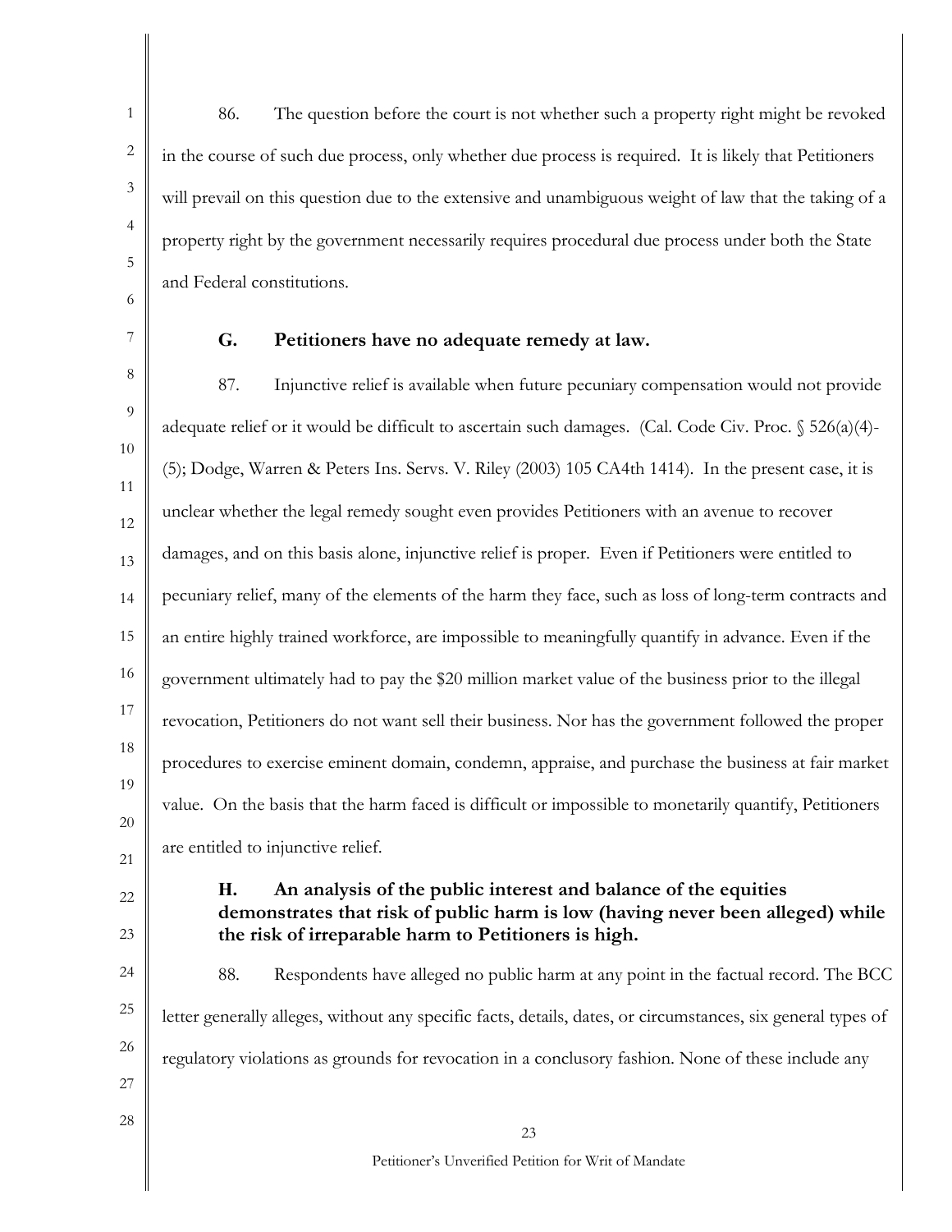86. The question before the court is not whether such a property right might be revoked in the course of such due process, only whether due process is required. It is likely that Petitioners will prevail on this question due to the extensive and unambiguous weight of law that the taking of a property right by the government necessarily requires procedural due process under both the State and Federal constitutions.

### G. Petitioners have no adequate remedy at law.

87. Injunctive relief is available when future pecuniary compensation would not provide adequate relief or it would be difficult to ascertain such damages. (Cal. Code Civ. Proc. § 526(a)(4)-(5); Dodge, Warren & Peters Ins. Servs. V. Riley (2003) 105 CA4th 1414). In the present case, it is unclear whether the legal remedy sought even provides Petitioners with an avenue to recover damages, and on this basis alone, injunctive relief is proper. Even if Petitioners were entitled to pecuniary relief, many of the elements of the harm they face, such as loss of long-term contracts and an entire highly trained workforce, are impossible to meaningfully quantify in advance. Even if the government ultimately had to pay the $20 million market value of the business prior to the illegal revocation, Petitioners do not want sell their business. Nor has the government followed the proper procedures to exercise eminent domain, condemn, appraise, and purchase the business at fair market value. On the basis that the harm faced is difficult or impossible to monetarily quantify, Petitioners are entitled to injunctive relief.

### H. An analysis of the public interest and balance of the equities demonstrates that risk of public harm is low (having never been alleged) while the risk of irreparable harm to Petitioners is high.

88. Respondents have alleged no public harm at any point in the factual record. The BCC letter generally alleges, without any specific facts, details, dates, or circumstances, six general types of regulatory violations as grounds for revocation in a conclusory fashion. None of these include any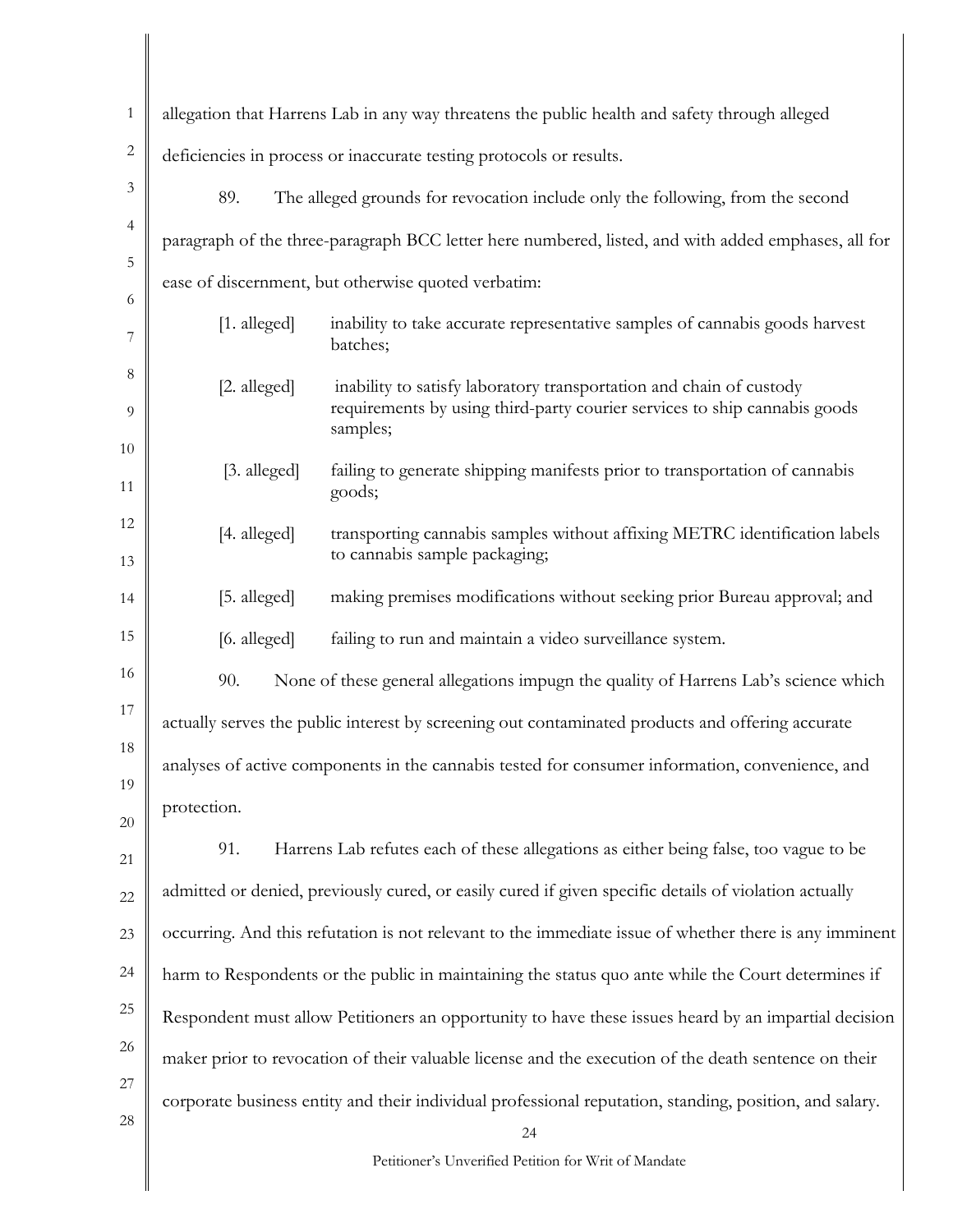allegation that Harrens Lab in any way threatens the public health and safety through alleged deficiencies in process or inaccurate testing protocols or results.

89. The alleged grounds for revocation include only the following, from the second paragraph of the three-paragraph BCC letter here numbered, listed, and with added emphases, all for ease of discernment, but otherwise quoted verbatim:

> [1. alleged] inability to take accurate representative samples of cannabis goods harvest batches;
>
> [2. alleged] inability to satisfy laboratory transportation and chain of custody requirements by using third-party courier services to ship cannabis goods samples;
>
> [3. alleged] failing to generate shipping manifests prior to transportation of cannabis goods;
>
> [4. alleged] transporting cannabis samples without affixing METRC identification labels to cannabis sample packaging;
>
> [5. alleged] making premises modifications without seeking prior Bureau approval; and
>
> [6. alleged] failing to run and maintain a video surveillance system.

90. None of these general allegations impugn the quality of Harrens Lab's science which actually serves the public interest by screening out contaminated products and offering accurate analyses of active components in the cannabis tested for consumer information, convenience, and protection.

91. Harrens Lab refutes each of these allegations as either being false, too vague to be admitted or denied, previously cured, or easily cured if given specific details of violation actually occurring. And this refutation is not relevant to the immediate issue of whether there is any imminent harm to Respondents or the public in maintaining the status quo ante while the Court determines if Respondent must allow Petitioners an opportunity to have these issues heard by an impartial decision maker prior to revocation of their valuable license and the execution of the death sentence on their corporate business entity and their individual professional reputation, standing, position, and salary.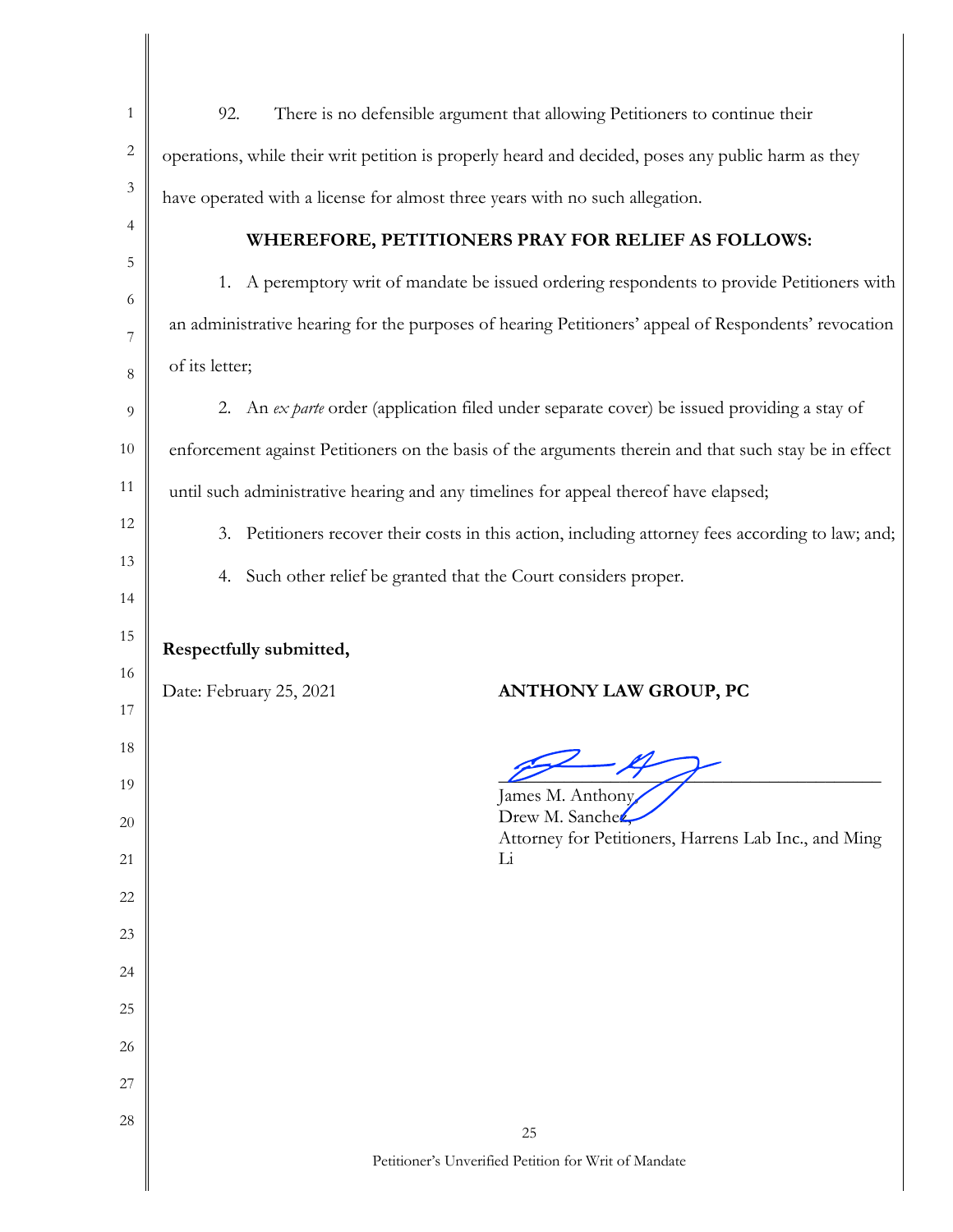92. There is no defensible argument that allowing Petitioners to continue their operations, while their writ petition is properly heard and decided, poses any public harm as they have operated with a license for almost three years with no such allegation.

**WHEREFORE, PETITIONERS PRAY FOR RELIEF AS FOLLOWS:**

1. A peremptory writ of mandate be issued ordering respondents to provide Petitioners with an administrative hearing for the purposes of hearing Petitioners' appeal of Respondents' revocation of its letter;

2. An *ex parte* order (application filed under separate cover) be issued providing a stay of enforcement against Petitioners on the basis of the arguments therein and that such stay be in effect until such administrative hearing and any timelines for appeal thereof have elapsed;

3. Petitioners recover their costs in this action, including attorney fees according to law; and;

4. Such other relief be granted that the Court considers proper.

**Respectfully submitted,**

Date: February 25, 2021

**ANTHONY LAW GROUP, PC**

James M. Anthony,
Drew M. Sanchez,
Attorney for Petitioners, Harrens Lab Inc., and Ming Li